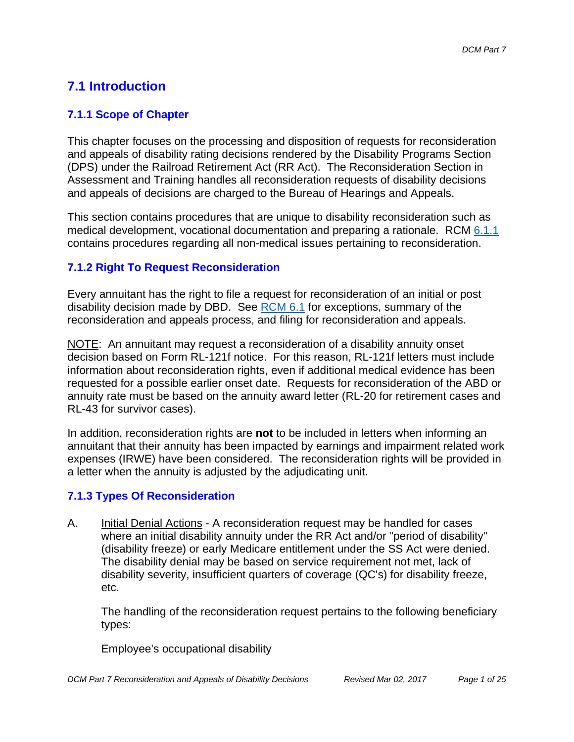# 7.1 Introduction

## 7.1.1 Scope of Chapter

This chapter focuses on the processing and disposition of requests for reconsideration and appeals of disability rating decisions rendered by the Disability Programs Section (DPS) under the Railroad Retirement Act (RR Act). The Reconsideration Section in Assessment and Training handles all reconsideration requests of disability decisions and appeals of decisions are charged to the Bureau of Hearings and Appeals.

This section contains procedures that are unique to disability reconsideration such as medical development, vocational documentation and preparing a rationale. RCM 6.1.1 contains procedures regarding all non-medical issues pertaining to reconsideration.

## 7.1.2 Right To Request Reconsideration

Every annuitant has the right to file a request for reconsideration of an initial or post disability decision made by DBD. See RCM 6.1 for exceptions, summary of the reconsideration and appeals process, and filing for reconsideration and appeals.

<u>NOTE</u>: An annuitant may request a reconsideration of a disability annuity onset decision based on Form RL-121f notice. For this reason, RL-121f letters must include information about reconsideration rights, even if additional medical evidence has been requested for a possible earlier onset date. Requests for reconsideration of the ABD or annuity rate must be based on the annuity award letter (RL-20 for retirement cases and RL-43 for survivor cases).

In addition, reconsideration rights are **not** to be included in letters when informing an annuitant that their annuity has been impacted by earnings and impairment related work expenses (IRWE) have been considered. The reconsideration rights will be provided in a letter when the annuity is adjusted by the adjudicating unit.

## 7.1.3 Types Of Reconsideration

A. <u>Initial Denial Actions</u> - A reconsideration request may be handled for cases where an initial disability annuity under the RR Act and/or "period of disability" (disability freeze) or early Medicare entitlement under the SS Act were denied. The disability denial may be based on service requirement not met, lack of disability severity, insufficient quarters of coverage (QC's) for disability freeze, etc.

   The handling of the reconsideration request pertains to the following beneficiary types:

   Employee's occupational disability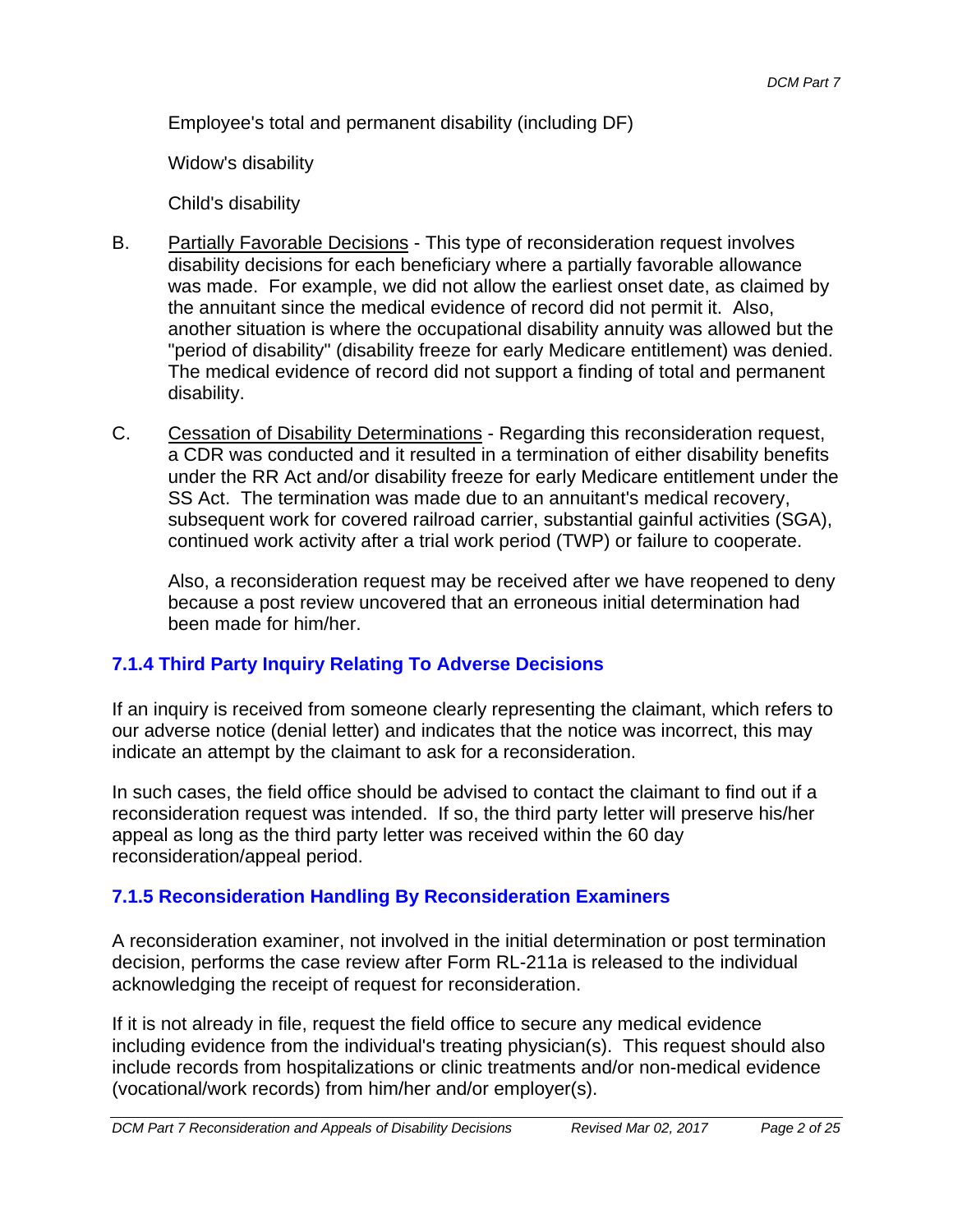Employee's total and permanent disability (including DF)

Widow's disability

Child's disability

B. Partially Favorable Decisions - This type of reconsideration request involves disability decisions for each beneficiary where a partially favorable allowance was made. For example, we did not allow the earliest onset date, as claimed by the annuitant since the medical evidence of record did not permit it. Also, another situation is where the occupational disability annuity was allowed but the "period of disability" (disability freeze for early Medicare entitlement) was denied. The medical evidence of record did not support a finding of total and permanent disability.

C. Cessation of Disability Determinations - Regarding this reconsideration request, a CDR was conducted and it resulted in a termination of either disability benefits under the RR Act and/or disability freeze for early Medicare entitlement under the SS Act. The termination was made due to an annuitant's medical recovery, subsequent work for covered railroad carrier, substantial gainful activities (SGA), continued work activity after a trial work period (TWP) or failure to cooperate.

Also, a reconsideration request may be received after we have reopened to deny because a post review uncovered that an erroneous initial determination had been made for him/her.

### 7.1.4 Third Party Inquiry Relating To Adverse Decisions

If an inquiry is received from someone clearly representing the claimant, which refers to our adverse notice (denial letter) and indicates that the notice was incorrect, this may indicate an attempt by the claimant to ask for a reconsideration.

In such cases, the field office should be advised to contact the claimant to find out if a reconsideration request was intended. If so, the third party letter will preserve his/her appeal as long as the third party letter was received within the 60 day reconsideration/appeal period.

### 7.1.5 Reconsideration Handling By Reconsideration Examiners

A reconsideration examiner, not involved in the initial determination or post termination decision, performs the case review after Form RL-211a is released to the individual acknowledging the receipt of request for reconsideration.

If it is not already in file, request the field office to secure any medical evidence including evidence from the individual's treating physician(s). This request should also include records from hospitalizations or clinic treatments and/or non-medical evidence (vocational/work records) from him/her and/or employer(s).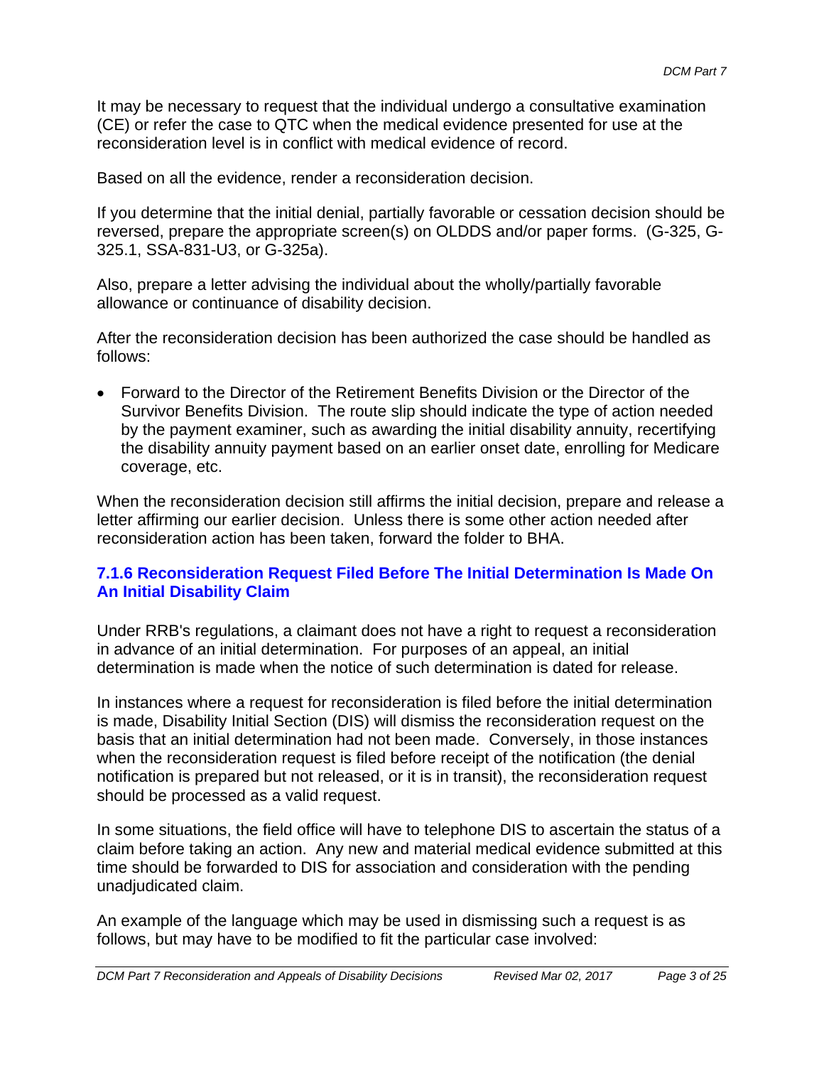It may be necessary to request that the individual undergo a consultative examination (CE) or refer the case to QTC when the medical evidence presented for use at the reconsideration level is in conflict with medical evidence of record.

Based on all the evidence, render a reconsideration decision.

If you determine that the initial denial, partially favorable or cessation decision should be reversed, prepare the appropriate screen(s) on OLDDS and/or paper forms. (G-325, G-325.1, SSA-831-U3, or G-325a).

Also, prepare a letter advising the individual about the wholly/partially favorable allowance or continuance of disability decision.

After the reconsideration decision has been authorized the case should be handled as follows:

- Forward to the Director of the Retirement Benefits Division or the Director of the Survivor Benefits Division. The route slip should indicate the type of action needed by the payment examiner, such as awarding the initial disability annuity, recertifying the disability annuity payment based on an earlier onset date, enrolling for Medicare coverage, etc.

When the reconsideration decision still affirms the initial decision, prepare and release a letter affirming our earlier decision. Unless there is some other action needed after reconsideration action has been taken, forward the folder to BHA.

### 7.1.6 Reconsideration Request Filed Before The Initial Determination Is Made On An Initial Disability Claim

Under RRB's regulations, a claimant does not have a right to request a reconsideration in advance of an initial determination. For purposes of an appeal, an initial determination is made when the notice of such determination is dated for release.

In instances where a request for reconsideration is filed before the initial determination is made, Disability Initial Section (DIS) will dismiss the reconsideration request on the basis that an initial determination had not been made. Conversely, in those instances when the reconsideration request is filed before receipt of the notification (the denial notification is prepared but not released, or it is in transit), the reconsideration request should be processed as a valid request.

In some situations, the field office will have to telephone DIS to ascertain the status of a claim before taking an action. Any new and material medical evidence submitted at this time should be forwarded to DIS for association and consideration with the pending unadjudicated claim.

An example of the language which may be used in dismissing such a request is as follows, but may have to be modified to fit the particular case involved: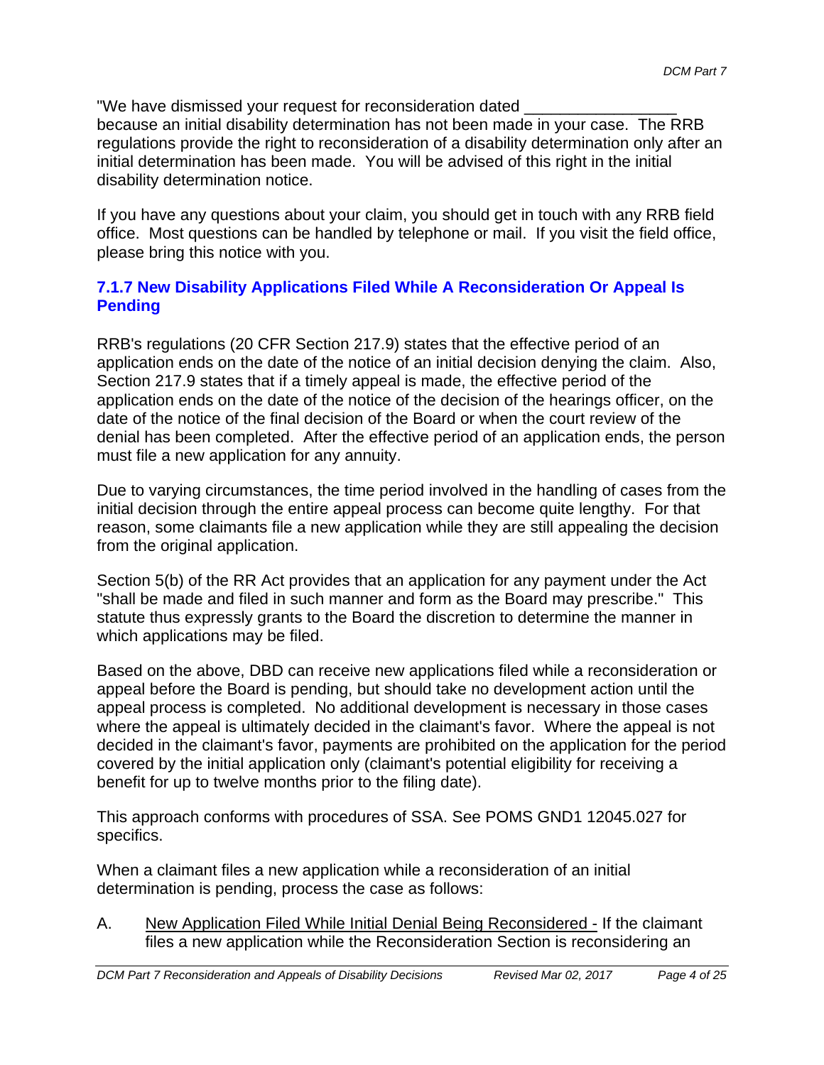"We have dismissed your request for reconsideration dated _________________ because an initial disability determination has not been made in your case. The RRB regulations provide the right to reconsideration of a disability determination only after an initial determination has been made. You will be advised of this right in the initial disability determination notice.

If you have any questions about your claim, you should get in touch with any RRB field office. Most questions can be handled by telephone or mail. If you visit the field office, please bring this notice with you.

### 7.1.7 New Disability Applications Filed While A Reconsideration Or Appeal Is Pending

RRB's regulations (20 CFR Section 217.9) states that the effective period of an application ends on the date of the notice of an initial decision denying the claim. Also, Section 217.9 states that if a timely appeal is made, the effective period of the application ends on the date of the notice of the decision of the hearings officer, on the date of the notice of the final decision of the Board or when the court review of the denial has been completed. After the effective period of an application ends, the person must file a new application for any annuity.

Due to varying circumstances, the time period involved in the handling of cases from the initial decision through the entire appeal process can become quite lengthy. For that reason, some claimants file a new application while they are still appealing the decision from the original application.

Section 5(b) of the RR Act provides that an application for any payment under the Act "shall be made and filed in such manner and form as the Board may prescribe." This statute thus expressly grants to the Board the discretion to determine the manner in which applications may be filed.

Based on the above, DBD can receive new applications filed while a reconsideration or appeal before the Board is pending, but should take no development action until the appeal process is completed. No additional development is necessary in those cases where the appeal is ultimately decided in the claimant's favor. Where the appeal is not decided in the claimant's favor, payments are prohibited on the application for the period covered by the initial application only (claimant's potential eligibility for receiving a benefit for up to twelve months prior to the filing date).

This approach conforms with procedures of SSA. See POMS GND1 12045.027 for specifics.

When a claimant files a new application while a reconsideration of an initial determination is pending, process the case as follows:

A. <u>New Application Filed While Initial Denial Being Reconsidered -</u> If the claimant files a new application while the Reconsideration Section is reconsidering an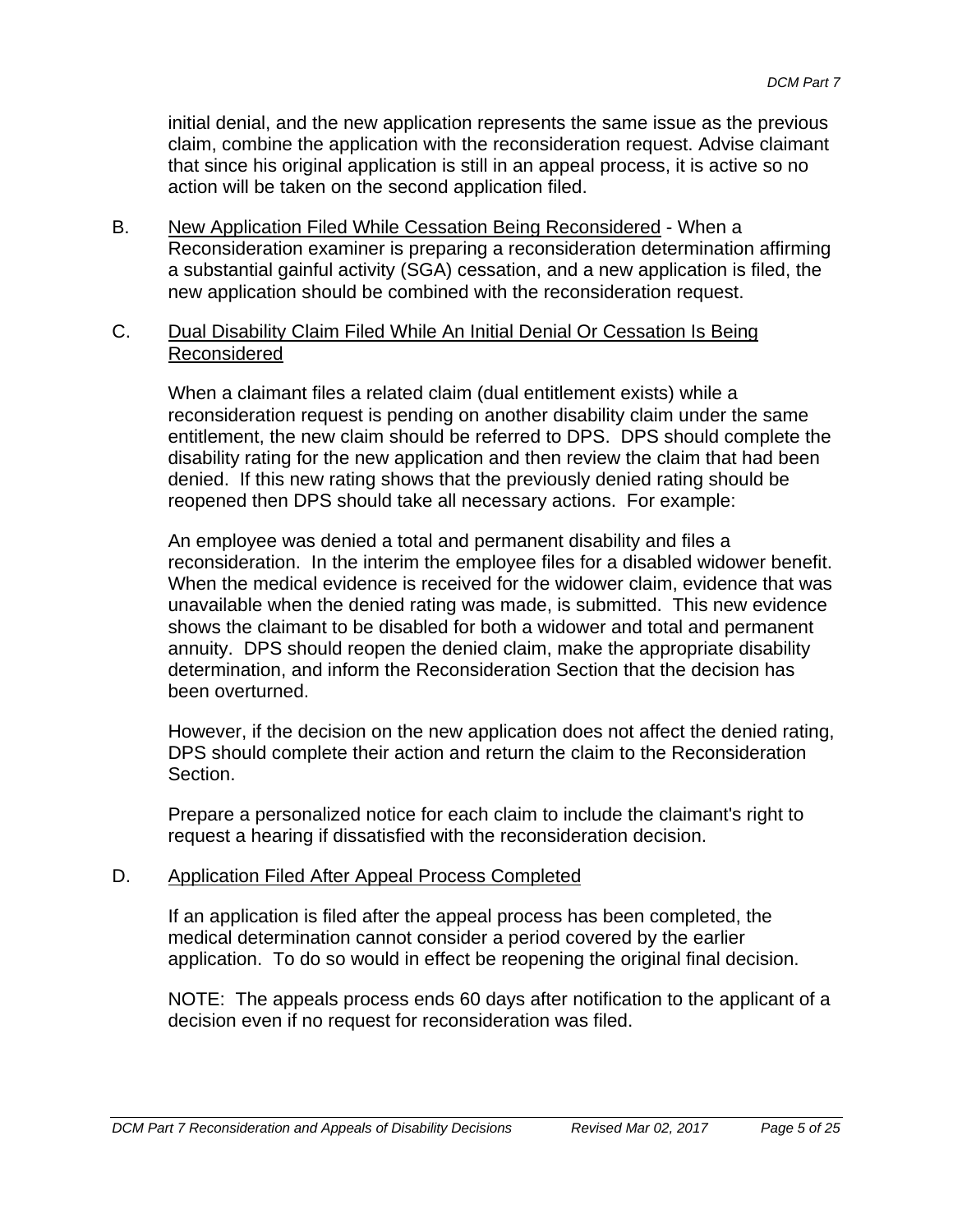initial denial, and the new application represents the same issue as the previous claim, combine the application with the reconsideration request. Advise claimant that since his original application is still in an appeal process, it is active so no action will be taken on the second application filed.

B. New Application Filed While Cessation Being Reconsidered - When a Reconsideration examiner is preparing a reconsideration determination affirming a substantial gainful activity (SGA) cessation, and a new application is filed, the new application should be combined with the reconsideration request.

C. Dual Disability Claim Filed While An Initial Denial Or Cessation Is Being Reconsidered

When a claimant files a related claim (dual entitlement exists) while a reconsideration request is pending on another disability claim under the same entitlement, the new claim should be referred to DPS. DPS should complete the disability rating for the new application and then review the claim that had been denied. If this new rating shows that the previously denied rating should be reopened then DPS should take all necessary actions. For example:

An employee was denied a total and permanent disability and files a reconsideration. In the interim the employee files for a disabled widower benefit. When the medical evidence is received for the widower claim, evidence that was unavailable when the denied rating was made, is submitted. This new evidence shows the claimant to be disabled for both a widower and total and permanent annuity. DPS should reopen the denied claim, make the appropriate disability determination, and inform the Reconsideration Section that the decision has been overturned.

However, if the decision on the new application does not affect the denied rating, DPS should complete their action and return the claim to the Reconsideration Section.

Prepare a personalized notice for each claim to include the claimant's right to request a hearing if dissatisfied with the reconsideration decision.

D. Application Filed After Appeal Process Completed

If an application is filed after the appeal process has been completed, the medical determination cannot consider a period covered by the earlier application. To do so would in effect be reopening the original final decision.

NOTE: The appeals process ends 60 days after notification to the applicant of a decision even if no request for reconsideration was filed.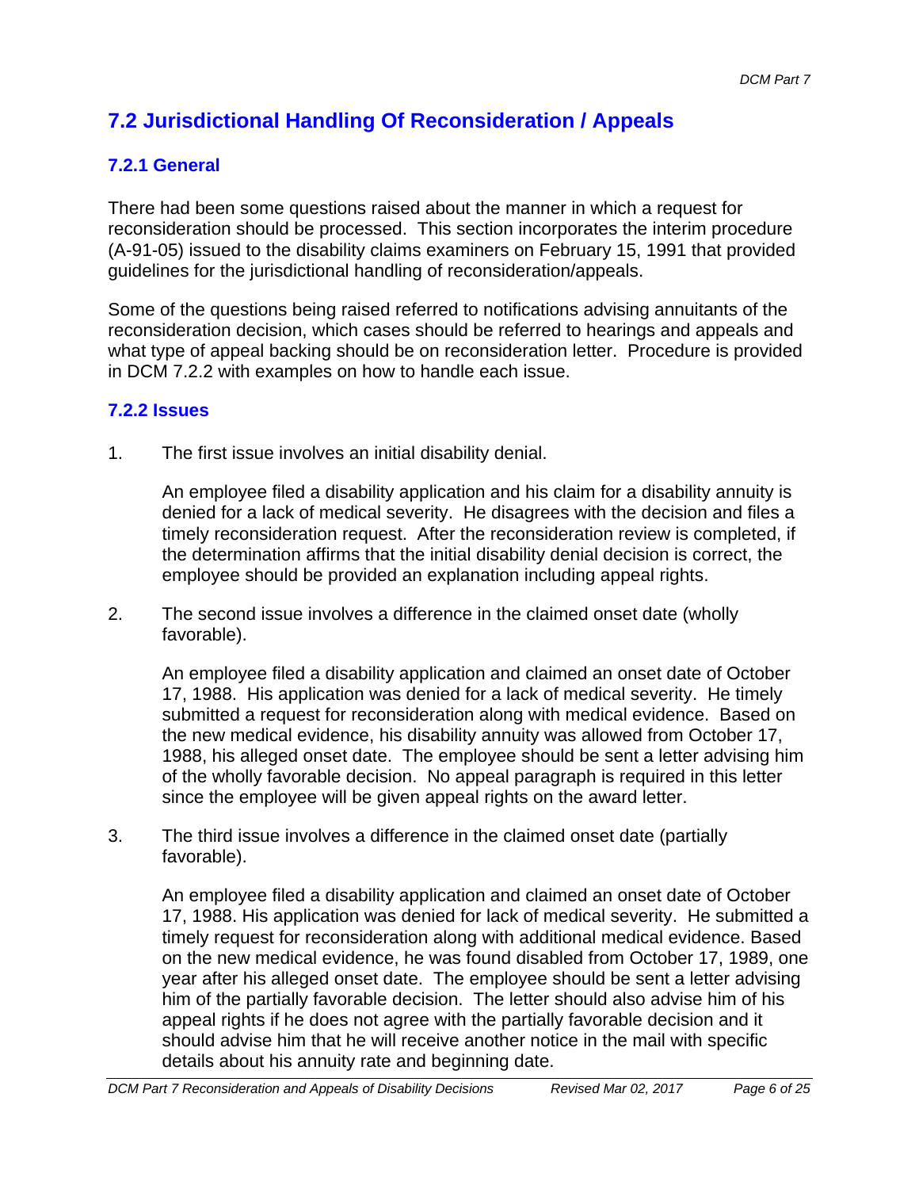## 7.2 Jurisdictional Handling Of Reconsideration / Appeals

### 7.2.1 General

There had been some questions raised about the manner in which a request for reconsideration should be processed. This section incorporates the interim procedure (A-91-05) issued to the disability claims examiners on February 15, 1991 that provided guidelines for the jurisdictional handling of reconsideration/appeals.

Some of the questions being raised referred to notifications advising annuitants of the reconsideration decision, which cases should be referred to hearings and appeals and what type of appeal backing should be on reconsideration letter. Procedure is provided in DCM 7.2.2 with examples on how to handle each issue.

### 7.2.2 Issues

1. The first issue involves an initial disability denial.

   An employee filed a disability application and his claim for a disability annuity is denied for a lack of medical severity. He disagrees with the decision and files a timely reconsideration request. After the reconsideration review is completed, if the determination affirms that the initial disability denial decision is correct, the employee should be provided an explanation including appeal rights.

2. The second issue involves a difference in the claimed onset date (wholly favorable).

   An employee filed a disability application and claimed an onset date of October 17, 1988. His application was denied for a lack of medical severity. He timely submitted a request for reconsideration along with medical evidence. Based on the new medical evidence, his disability annuity was allowed from October 17, 1988, his alleged onset date. The employee should be sent a letter advising him of the wholly favorable decision. No appeal paragraph is required in this letter since the employee will be given appeal rights on the award letter.

3. The third issue involves a difference in the claimed onset date (partially favorable).

   An employee filed a disability application and claimed an onset date of October 17, 1988. His application was denied for lack of medical severity. He submitted a timely request for reconsideration along with additional medical evidence. Based on the new medical evidence, he was found disabled from October 17, 1989, one year after his alleged onset date. The employee should be sent a letter advising him of the partially favorable decision. The letter should also advise him of his appeal rights if he does not agree with the partially favorable decision and it should advise him that he will receive another notice in the mail with specific details about his annuity rate and beginning date.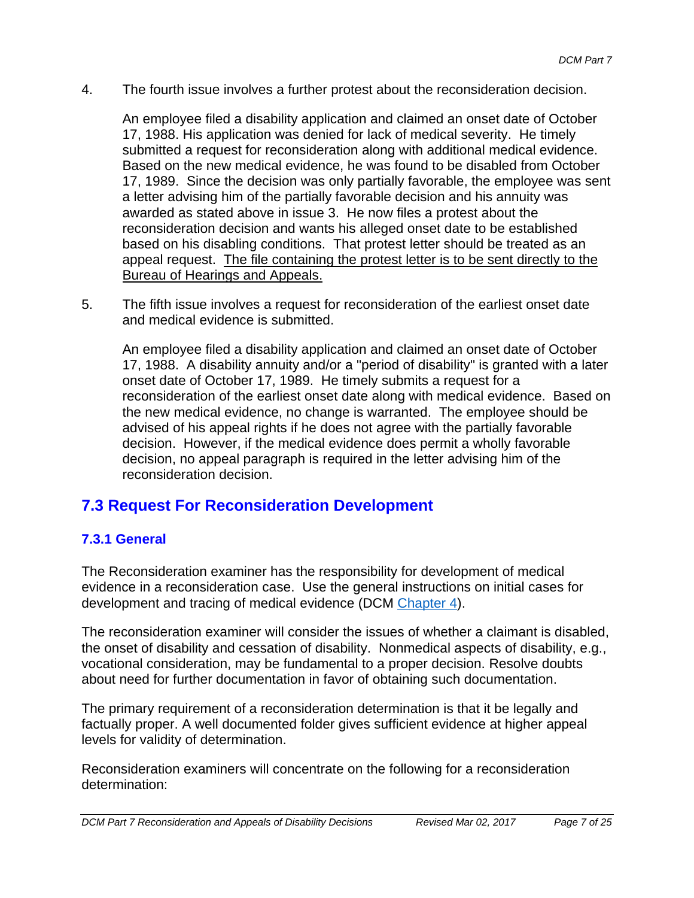4. The fourth issue involves a further protest about the reconsideration decision.

   An employee filed a disability application and claimed an onset date of October 17, 1988. His application was denied for lack of medical severity. He timely submitted a request for reconsideration along with additional medical evidence. Based on the new medical evidence, he was found to be disabled from October 17, 1989. Since the decision was only partially favorable, the employee was sent a letter advising him of the partially favorable decision and his annuity was awarded as stated above in issue 3. He now files a protest about the reconsideration decision and wants his alleged onset date to be established based on his disabling conditions. That protest letter should be treated as an appeal request. <u>The file containing the protest letter is to be sent directly to the Bureau of Hearings and Appeals.</u>

5. The fifth issue involves a request for reconsideration of the earliest onset date and medical evidence is submitted.

   An employee filed a disability application and claimed an onset date of October 17, 1988. A disability annuity and/or a "period of disability" is granted with a later onset date of October 17, 1989. He timely submits a request for a reconsideration of the earliest onset date along with medical evidence. Based on the new medical evidence, no change is warranted. The employee should be advised of his appeal rights if he does not agree with the partially favorable decision. However, if the medical evidence does permit a wholly favorable decision, no appeal paragraph is required in the letter advising him of the reconsideration decision.

## 7.3 Request For Reconsideration Development

### 7.3.1 General

The Reconsideration examiner has the responsibility for development of medical evidence in a reconsideration case. Use the general instructions on initial cases for development and tracing of medical evidence (DCM Chapter 4).

The reconsideration examiner will consider the issues of whether a claimant is disabled, the onset of disability and cessation of disability. Nonmedical aspects of disability, e.g., vocational consideration, may be fundamental to a proper decision. Resolve doubts about need for further documentation in favor of obtaining such documentation.

The primary requirement of a reconsideration determination is that it be legally and factually proper. A well documented folder gives sufficient evidence at higher appeal levels for validity of determination.

Reconsideration examiners will concentrate on the following for a reconsideration determination: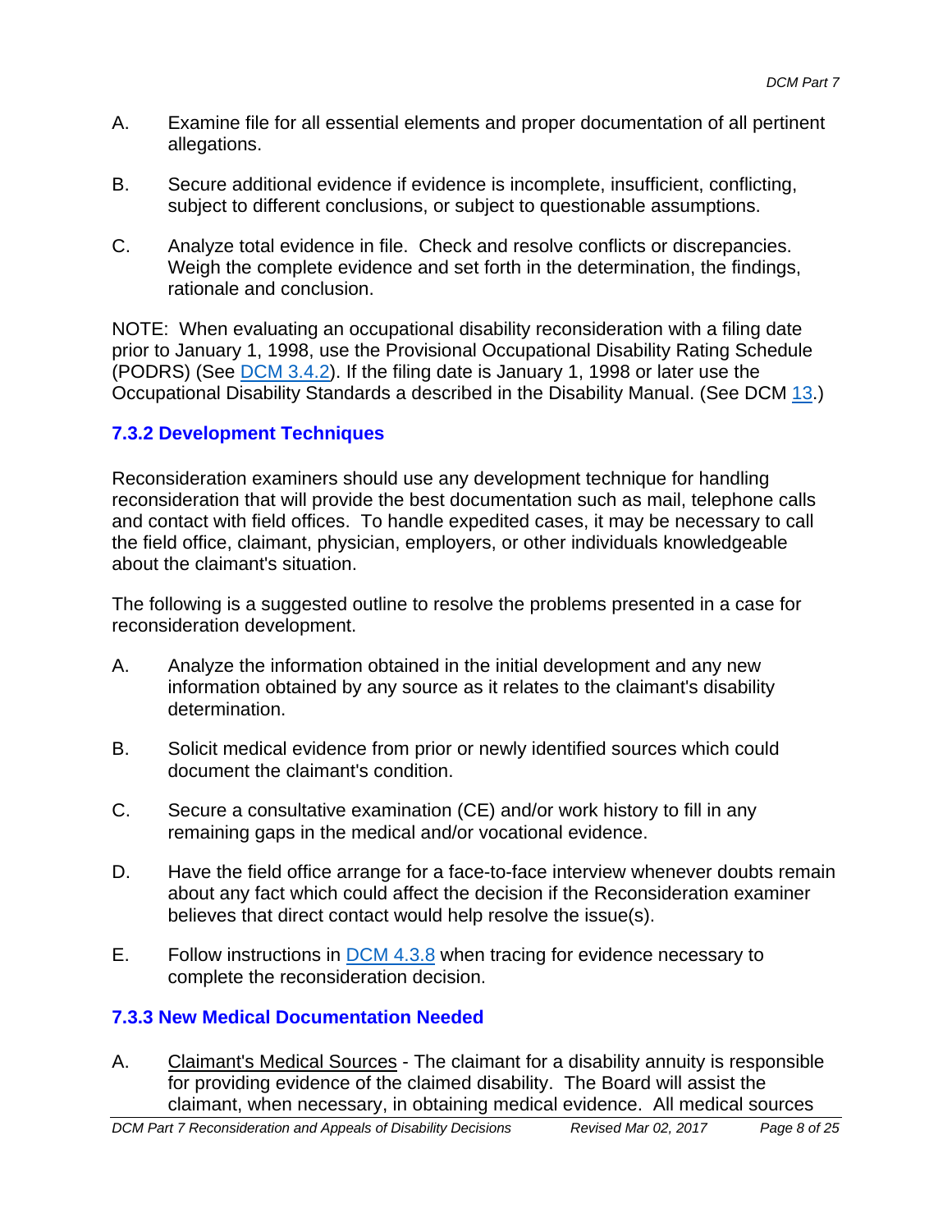A. Examine file for all essential elements and proper documentation of all pertinent allegations.

B. Secure additional evidence if evidence is incomplete, insufficient, conflicting, subject to different conclusions, or subject to questionable assumptions.

C. Analyze total evidence in file. Check and resolve conflicts or discrepancies. Weigh the complete evidence and set forth in the determination, the findings, rationale and conclusion.

NOTE: When evaluating an occupational disability reconsideration with a filing date prior to January 1, 1998, use the Provisional Occupational Disability Rating Schedule (PODRS) (See DCM 3.4.2). If the filing date is January 1, 1998 or later use the Occupational Disability Standards a described in the Disability Manual. (See DCM 13.)

### 7.3.2 Development Techniques

Reconsideration examiners should use any development technique for handling reconsideration that will provide the best documentation such as mail, telephone calls and contact with field offices. To handle expedited cases, it may be necessary to call the field office, claimant, physician, employers, or other individuals knowledgeable about the claimant's situation.

The following is a suggested outline to resolve the problems presented in a case for reconsideration development.

A. Analyze the information obtained in the initial development and any new information obtained by any source as it relates to the claimant's disability determination.

B. Solicit medical evidence from prior or newly identified sources which could document the claimant's condition.

C. Secure a consultative examination (CE) and/or work history to fill in any remaining gaps in the medical and/or vocational evidence.

D. Have the field office arrange for a face-to-face interview whenever doubts remain about any fact which could affect the decision if the Reconsideration examiner believes that direct contact would help resolve the issue(s).

E. Follow instructions in DCM 4.3.8 when tracing for evidence necessary to complete the reconsideration decision.

### 7.3.3 New Medical Documentation Needed

A. Claimant's Medical Sources - The claimant for a disability annuity is responsible for providing evidence of the claimed disability. The Board will assist the claimant, when necessary, in obtaining medical evidence. All medical sources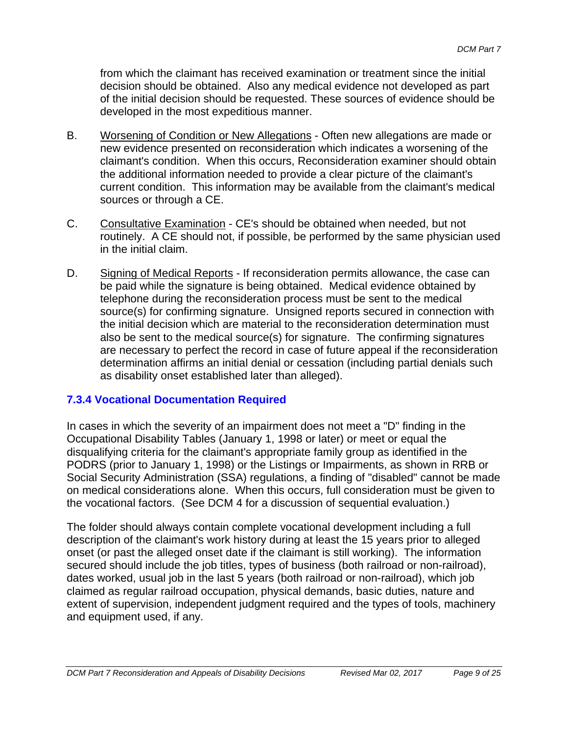from which the claimant has received examination or treatment since the initial decision should be obtained. Also any medical evidence not developed as part of the initial decision should be requested. These sources of evidence should be developed in the most expeditious manner.

B. Worsening of Condition or New Allegations - Often new allegations are made or new evidence presented on reconsideration which indicates a worsening of the claimant's condition. When this occurs, Reconsideration examiner should obtain the additional information needed to provide a clear picture of the claimant's current condition. This information may be available from the claimant's medical sources or through a CE.

C. Consultative Examination - CE's should be obtained when needed, but not routinely. A CE should not, if possible, be performed by the same physician used in the initial claim.

D. Signing of Medical Reports - If reconsideration permits allowance, the case can be paid while the signature is being obtained. Medical evidence obtained by telephone during the reconsideration process must be sent to the medical source(s) for confirming signature. Unsigned reports secured in connection with the initial decision which are material to the reconsideration determination must also be sent to the medical source(s) for signature. The confirming signatures are necessary to perfect the record in case of future appeal if the reconsideration determination affirms an initial denial or cessation (including partial denials such as disability onset established later than alleged).

### 7.3.4 Vocational Documentation Required

In cases in which the severity of an impairment does not meet a "D" finding in the Occupational Disability Tables (January 1, 1998 or later) or meet or equal the disqualifying criteria for the claimant's appropriate family group as identified in the PODRS (prior to January 1, 1998) or the Listings or Impairments, as shown in RRB or Social Security Administration (SSA) regulations, a finding of "disabled" cannot be made on medical considerations alone. When this occurs, full consideration must be given to the vocational factors. (See DCM 4 for a discussion of sequential evaluation.)

The folder should always contain complete vocational development including a full description of the claimant's work history during at least the 15 years prior to alleged onset (or past the alleged onset date if the claimant is still working). The information secured should include the job titles, types of business (both railroad or non-railroad), dates worked, usual job in the last 5 years (both railroad or non-railroad), which job claimed as regular railroad occupation, physical demands, basic duties, nature and extent of supervision, independent judgment required and the types of tools, machinery and equipment used, if any.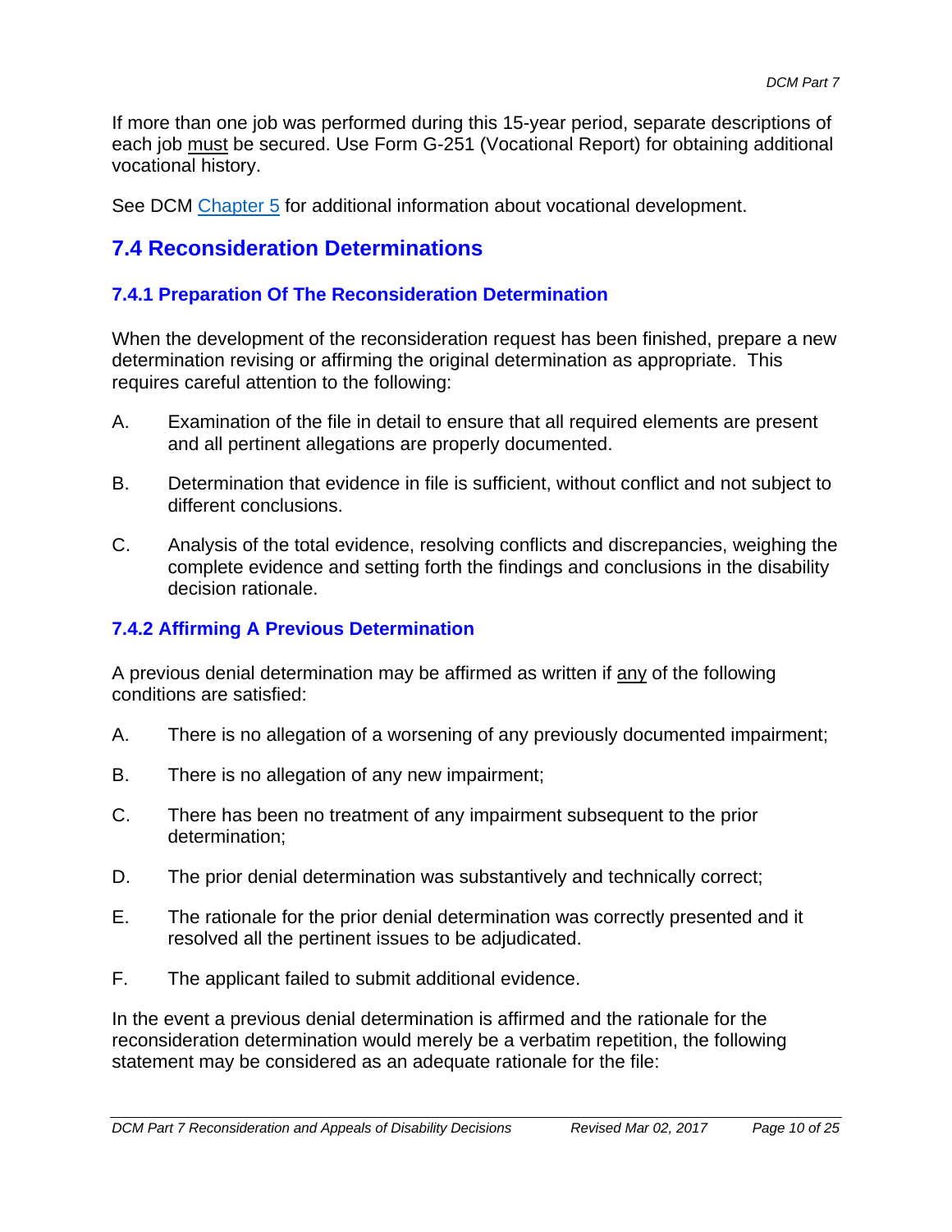If more than one job was performed during this 15-year period, separate descriptions of each job must be secured. Use Form G-251 (Vocational Report) for obtaining additional vocational history.

See DCM Chapter 5 for additional information about vocational development.

## 7.4 Reconsideration Determinations

### 7.4.1 Preparation Of The Reconsideration Determination

When the development of the reconsideration request has been finished, prepare a new determination revising or affirming the original determination as appropriate. This requires careful attention to the following:

A. Examination of the file in detail to ensure that all required elements are present and all pertinent allegations are properly documented.

B. Determination that evidence in file is sufficient, without conflict and not subject to different conclusions.

C. Analysis of the total evidence, resolving conflicts and discrepancies, weighing the complete evidence and setting forth the findings and conclusions in the disability decision rationale.

### 7.4.2 Affirming A Previous Determination

A previous denial determination may be affirmed as written if any of the following conditions are satisfied:

A. There is no allegation of a worsening of any previously documented impairment;

B. There is no allegation of any new impairment;

C. There has been no treatment of any impairment subsequent to the prior determination;

D. The prior denial determination was substantively and technically correct;

E. The rationale for the prior denial determination was correctly presented and it resolved all the pertinent issues to be adjudicated.

F. The applicant failed to submit additional evidence.

In the event a previous denial determination is affirmed and the rationale for the reconsideration determination would merely be a verbatim repetition, the following statement may be considered as an adequate rationale for the file: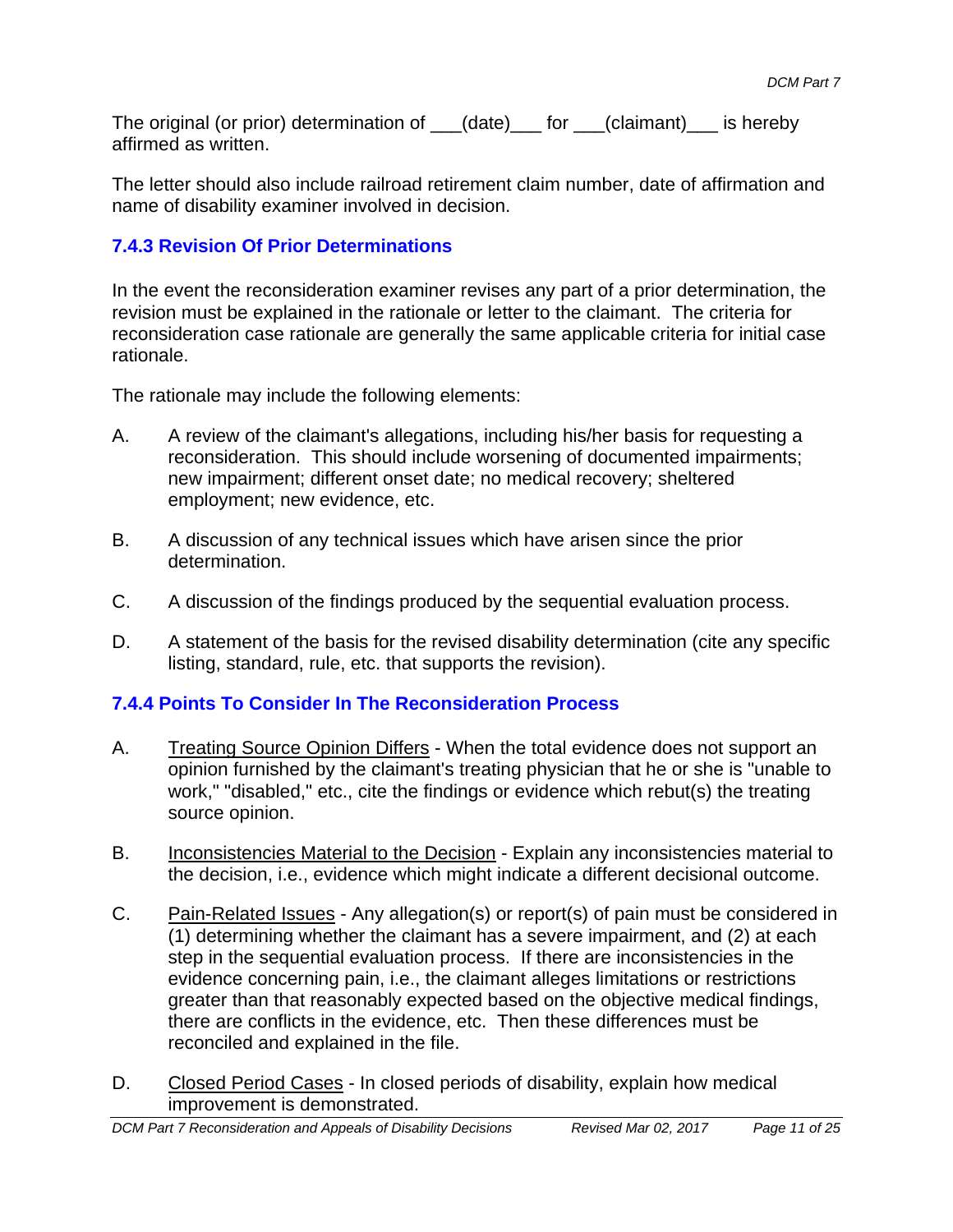The original (or prior) determination of ___(date)___ for ___(claimant)___ is hereby affirmed as written.

The letter should also include railroad retirement claim number, date of affirmation and name of disability examiner involved in decision.

### 7.4.3 Revision Of Prior Determinations

In the event the reconsideration examiner revises any part of a prior determination, the revision must be explained in the rationale or letter to the claimant. The criteria for reconsideration case rationale are generally the same applicable criteria for initial case rationale.

The rationale may include the following elements:

A. A review of the claimant's allegations, including his/her basis for requesting a reconsideration. This should include worsening of documented impairments; new impairment; different onset date; no medical recovery; sheltered employment; new evidence, etc.

B. A discussion of any technical issues which have arisen since the prior determination.

C. A discussion of the findings produced by the sequential evaluation process.

D. A statement of the basis for the revised disability determination (cite any specific listing, standard, rule, etc. that supports the revision).

### 7.4.4 Points To Consider In The Reconsideration Process

A. Treating Source Opinion Differs - When the total evidence does not support an opinion furnished by the claimant's treating physician that he or she is "unable to work," "disabled," etc., cite the findings or evidence which rebut(s) the treating source opinion.

B. Inconsistencies Material to the Decision - Explain any inconsistencies material to the decision, i.e., evidence which might indicate a different decisional outcome.

C. Pain-Related Issues - Any allegation(s) or report(s) of pain must be considered in (1) determining whether the claimant has a severe impairment, and (2) at each step in the sequential evaluation process. If there are inconsistencies in the evidence concerning pain, i.e., the claimant alleges limitations or restrictions greater than that reasonably expected based on the objective medical findings, there are conflicts in the evidence, etc. Then these differences must be reconciled and explained in the file.

D. Closed Period Cases - In closed periods of disability, explain how medical improvement is demonstrated.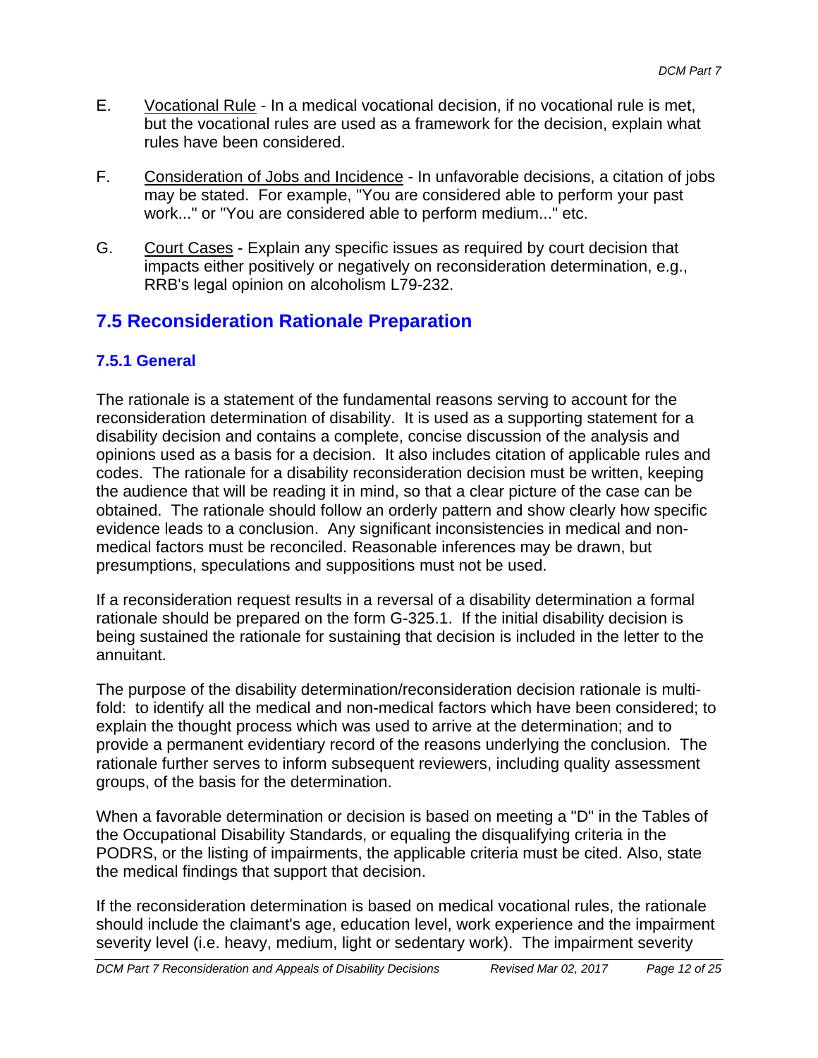E. <u>Vocational Rule</u> - In a medical vocational decision, if no vocational rule is met, but the vocational rules are used as a framework for the decision, explain what rules have been considered.

F. <u>Consideration of Jobs and Incidence</u> - In unfavorable decisions, a citation of jobs may be stated. For example, "You are considered able to perform your past work..." or "You are considered able to perform medium..." etc.

G. <u>Court Cases</u> - Explain any specific issues as required by court decision that impacts either positively or negatively on reconsideration determination, e.g., RRB's legal opinion on alcoholism L79-232.

## 7.5 Reconsideration Rationale Preparation

### 7.5.1 General

The rationale is a statement of the fundamental reasons serving to account for the reconsideration determination of disability. It is used as a supporting statement for a disability decision and contains a complete, concise discussion of the analysis and opinions used as a basis for a decision. It also includes citation of applicable rules and codes. The rationale for a disability reconsideration decision must be written, keeping the audience that will be reading it in mind, so that a clear picture of the case can be obtained. The rationale should follow an orderly pattern and show clearly how specific evidence leads to a conclusion. Any significant inconsistencies in medical and non-medical factors must be reconciled. Reasonable inferences may be drawn, but presumptions, speculations and suppositions must not be used.

If a reconsideration request results in a reversal of a disability determination a formal rationale should be prepared on the form G-325.1. If the initial disability decision is being sustained the rationale for sustaining that decision is included in the letter to the annuitant.

The purpose of the disability determination/reconsideration decision rationale is multi-fold: to identify all the medical and non-medical factors which have been considered; to explain the thought process which was used to arrive at the determination; and to provide a permanent evidentiary record of the reasons underlying the conclusion. The rationale further serves to inform subsequent reviewers, including quality assessment groups, of the basis for the determination.

When a favorable determination or decision is based on meeting a "D" in the Tables of the Occupational Disability Standards, or equaling the disqualifying criteria in the PODRS, or the listing of impairments, the applicable criteria must be cited. Also, state the medical findings that support that decision.

If the reconsideration determination is based on medical vocational rules, the rationale should include the claimant's age, education level, work experience and the impairment severity level (i.e. heavy, medium, light or sedentary work). The impairment severity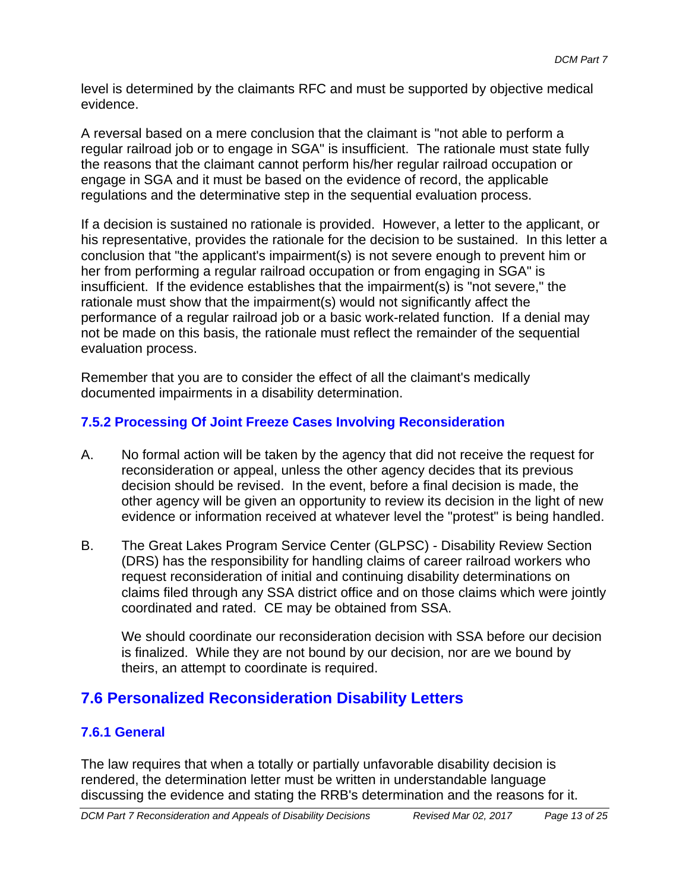level is determined by the claimants RFC and must be supported by objective medical evidence.

A reversal based on a mere conclusion that the claimant is "not able to perform a regular railroad job or to engage in SGA" is insufficient. The rationale must state fully the reasons that the claimant cannot perform his/her regular railroad occupation or engage in SGA and it must be based on the evidence of record, the applicable regulations and the determinative step in the sequential evaluation process.

If a decision is sustained no rationale is provided. However, a letter to the applicant, or his representative, provides the rationale for the decision to be sustained. In this letter a conclusion that "the applicant's impairment(s) is not severe enough to prevent him or her from performing a regular railroad occupation or from engaging in SGA" is insufficient. If the evidence establishes that the impairment(s) is "not severe," the rationale must show that the impairment(s) would not significantly affect the performance of a regular railroad job or a basic work-related function. If a denial may not be made on this basis, the rationale must reflect the remainder of the sequential evaluation process.

Remember that you are to consider the effect of all the claimant's medically documented impairments in a disability determination.

### 7.5.2 Processing Of Joint Freeze Cases Involving Reconsideration

A. No formal action will be taken by the agency that did not receive the request for reconsideration or appeal, unless the other agency decides that its previous decision should be revised. In the event, before a final decision is made, the other agency will be given an opportunity to review its decision in the light of new evidence or information received at whatever level the "protest" is being handled.

B. The Great Lakes Program Service Center (GLPSC) - Disability Review Section (DRS) has the responsibility for handling claims of career railroad workers who request reconsideration of initial and continuing disability determinations on claims filed through any SSA district office and on those claims which were jointly coordinated and rated. CE may be obtained from SSA.

   We should coordinate our reconsideration decision with SSA before our decision is finalized. While they are not bound by our decision, nor are we bound by theirs, an attempt to coordinate is required.

## 7.6 Personalized Reconsideration Disability Letters

### 7.6.1 General

The law requires that when a totally or partially unfavorable disability decision is rendered, the determination letter must be written in understandable language discussing the evidence and stating the RRB's determination and the reasons for it.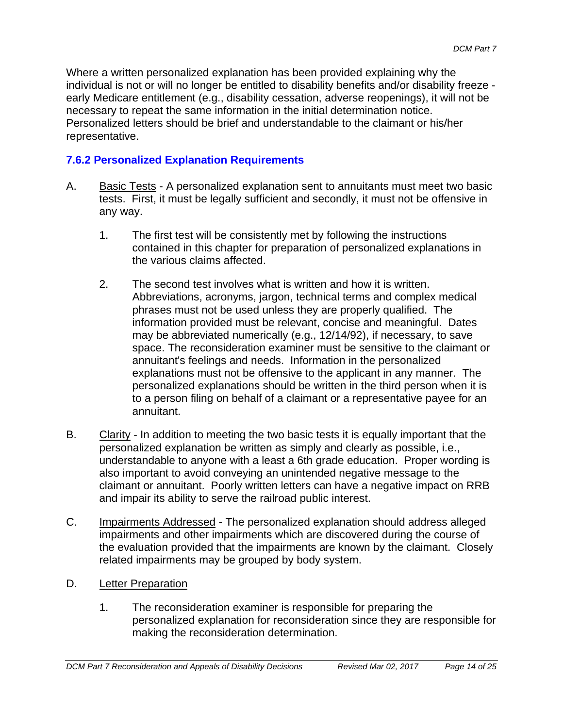Where a written personalized explanation has been provided explaining why the individual is not or will no longer be entitled to disability benefits and/or disability freeze - early Medicare entitlement (e.g., disability cessation, adverse reopenings), it will not be necessary to repeat the same information in the initial determination notice. Personalized letters should be brief and understandable to the claimant or his/her representative.

### 7.6.2 Personalized Explanation Requirements

A. Basic Tests - A personalized explanation sent to annuitants must meet two basic tests. First, it must be legally sufficient and secondly, it must not be offensive in any way.

   1. The first test will be consistently met by following the instructions contained in this chapter for preparation of personalized explanations in the various claims affected.

   2. The second test involves what is written and how it is written. Abbreviations, acronyms, jargon, technical terms and complex medical phrases must not be used unless they are properly qualified. The information provided must be relevant, concise and meaningful. Dates may be abbreviated numerically (e.g., 12/14/92), if necessary, to save space. The reconsideration examiner must be sensitive to the claimant or annuitant's feelings and needs. Information in the personalized explanations must not be offensive to the applicant in any manner. The personalized explanations should be written in the third person when it is to a person filing on behalf of a claimant or a representative payee for an annuitant.

B. Clarity - In addition to meeting the two basic tests it is equally important that the personalized explanation be written as simply and clearly as possible, i.e., understandable to anyone with a least a 6th grade education. Proper wording is also important to avoid conveying an unintended negative message to the claimant or annuitant. Poorly written letters can have a negative impact on RRB and impair its ability to serve the railroad public interest.

C. Impairments Addressed - The personalized explanation should address alleged impairments and other impairments which are discovered during the course of the evaluation provided that the impairments are known by the claimant. Closely related impairments may be grouped by body system.

D. Letter Preparation

   1. The reconsideration examiner is responsible for preparing the personalized explanation for reconsideration since they are responsible for making the reconsideration determination.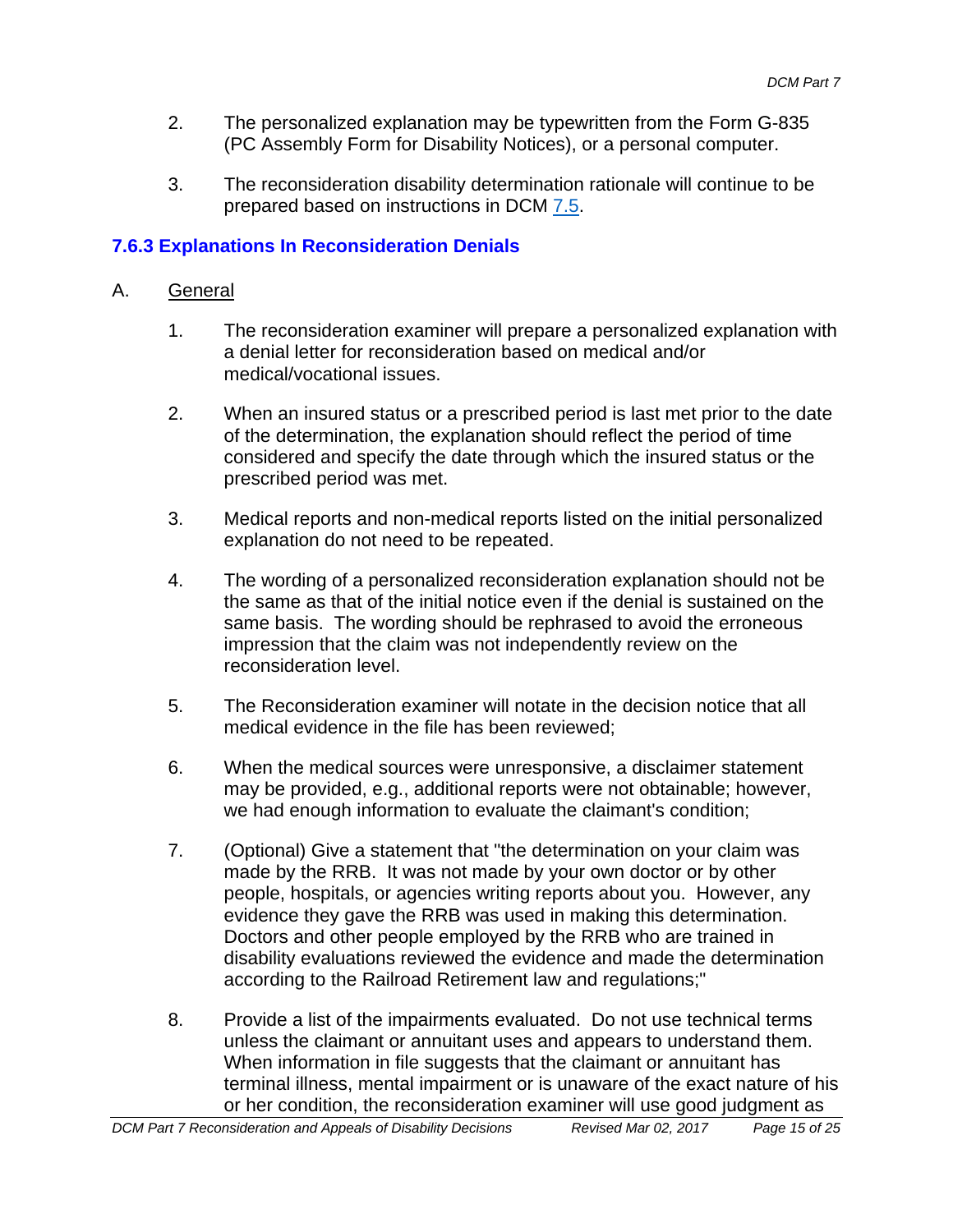2. The personalized explanation may be typewritten from the Form G-835 (PC Assembly Form for Disability Notices), or a personal computer.

3. The reconsideration disability determination rationale will continue to be prepared based on instructions in DCM 7.5.

### 7.6.3 Explanations In Reconsideration Denials

A. General

1. The reconsideration examiner will prepare a personalized explanation with a denial letter for reconsideration based on medical and/or medical/vocational issues.

2. When an insured status or a prescribed period is last met prior to the date of the determination, the explanation should reflect the period of time considered and specify the date through which the insured status or the prescribed period was met.

3. Medical reports and non-medical reports listed on the initial personalized explanation do not need to be repeated.

4. The wording of a personalized reconsideration explanation should not be the same as that of the initial notice even if the denial is sustained on the same basis. The wording should be rephrased to avoid the erroneous impression that the claim was not independently review on the reconsideration level.

5. The Reconsideration examiner will notate in the decision notice that all medical evidence in the file has been reviewed;

6. When the medical sources were unresponsive, a disclaimer statement may be provided, e.g., additional reports were not obtainable; however, we had enough information to evaluate the claimant's condition;

7. (Optional) Give a statement that "the determination on your claim was made by the RRB. It was not made by your own doctor or by other people, hospitals, or agencies writing reports about you. However, any evidence they gave the RRB was used in making this determination. Doctors and other people employed by the RRB who are trained in disability evaluations reviewed the evidence and made the determination according to the Railroad Retirement law and regulations;"

8. Provide a list of the impairments evaluated. Do not use technical terms unless the claimant or annuitant uses and appears to understand them. When information in file suggests that the claimant or annuitant has terminal illness, mental impairment or is unaware of the exact nature of his or her condition, the reconsideration examiner will use good judgment as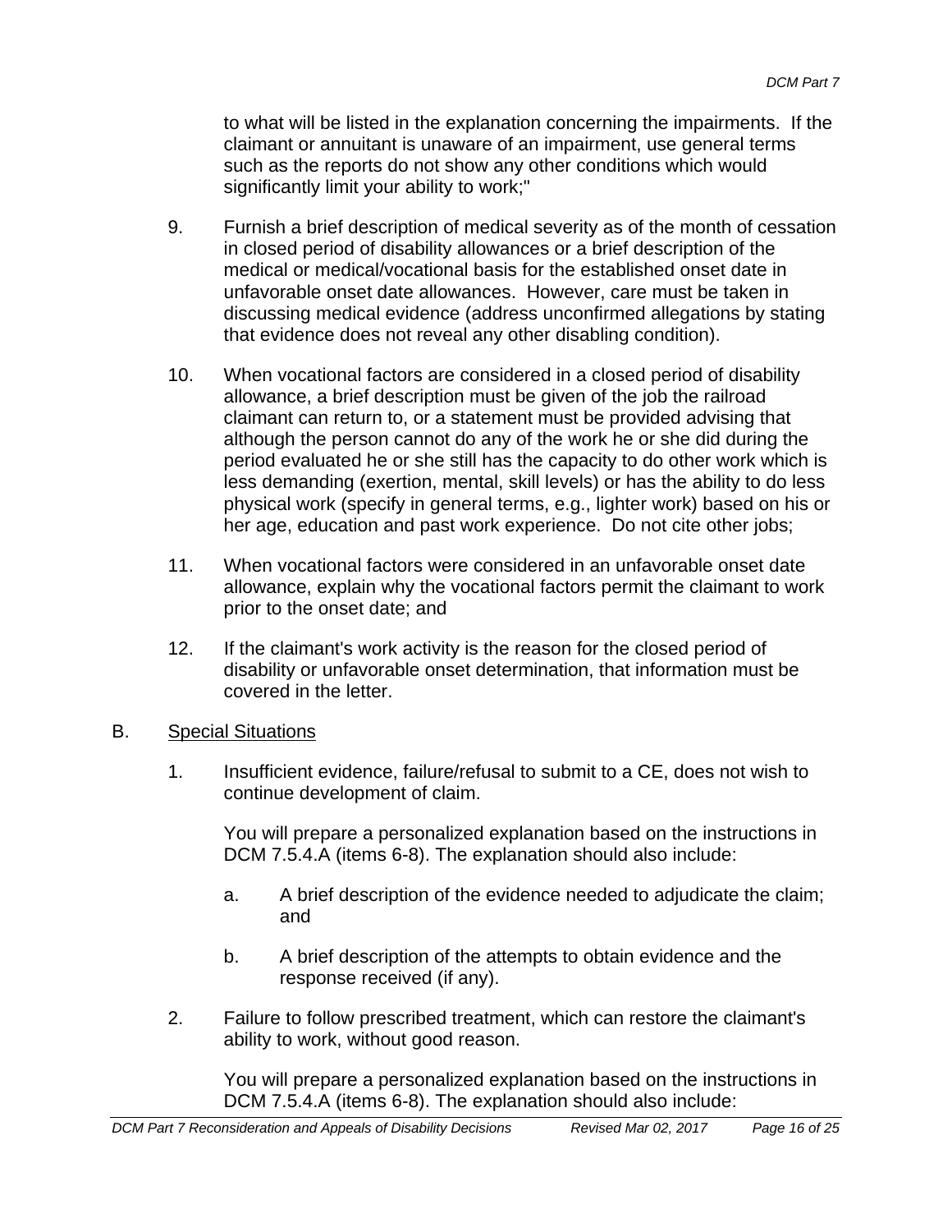to what will be listed in the explanation concerning the impairments. If the claimant or annuitant is unaware of an impairment, use general terms such as the reports do not show any other conditions which would significantly limit your ability to work;"

9. Furnish a brief description of medical severity as of the month of cessation in closed period of disability allowances or a brief description of the medical or medical/vocational basis for the established onset date in unfavorable onset date allowances. However, care must be taken in discussing medical evidence (address unconfirmed allegations by stating that evidence does not reveal any other disabling condition).

10. When vocational factors are considered in a closed period of disability allowance, a brief description must be given of the job the railroad claimant can return to, or a statement must be provided advising that although the person cannot do any of the work he or she did during the period evaluated he or she still has the capacity to do other work which is less demanding (exertion, mental, skill levels) or has the ability to do less physical work (specify in general terms, e.g., lighter work) based on his or her age, education and past work experience. Do not cite other jobs;

11. When vocational factors were considered in an unfavorable onset date allowance, explain why the vocational factors permit the claimant to work prior to the onset date; and

12. If the claimant's work activity is the reason for the closed period of disability or unfavorable onset determination, that information must be covered in the letter.

B. Special Situations

1. Insufficient evidence, failure/refusal to submit to a CE, does not wish to continue development of claim.

   You will prepare a personalized explanation based on the instructions in DCM 7.5.4.A (items 6-8). The explanation should also include:

   a. A brief description of the evidence needed to adjudicate the claim; and

   b. A brief description of the attempts to obtain evidence and the response received (if any).

2. Failure to follow prescribed treatment, which can restore the claimant's ability to work, without good reason.

   You will prepare a personalized explanation based on the instructions in DCM 7.5.4.A (items 6-8). The explanation should also include: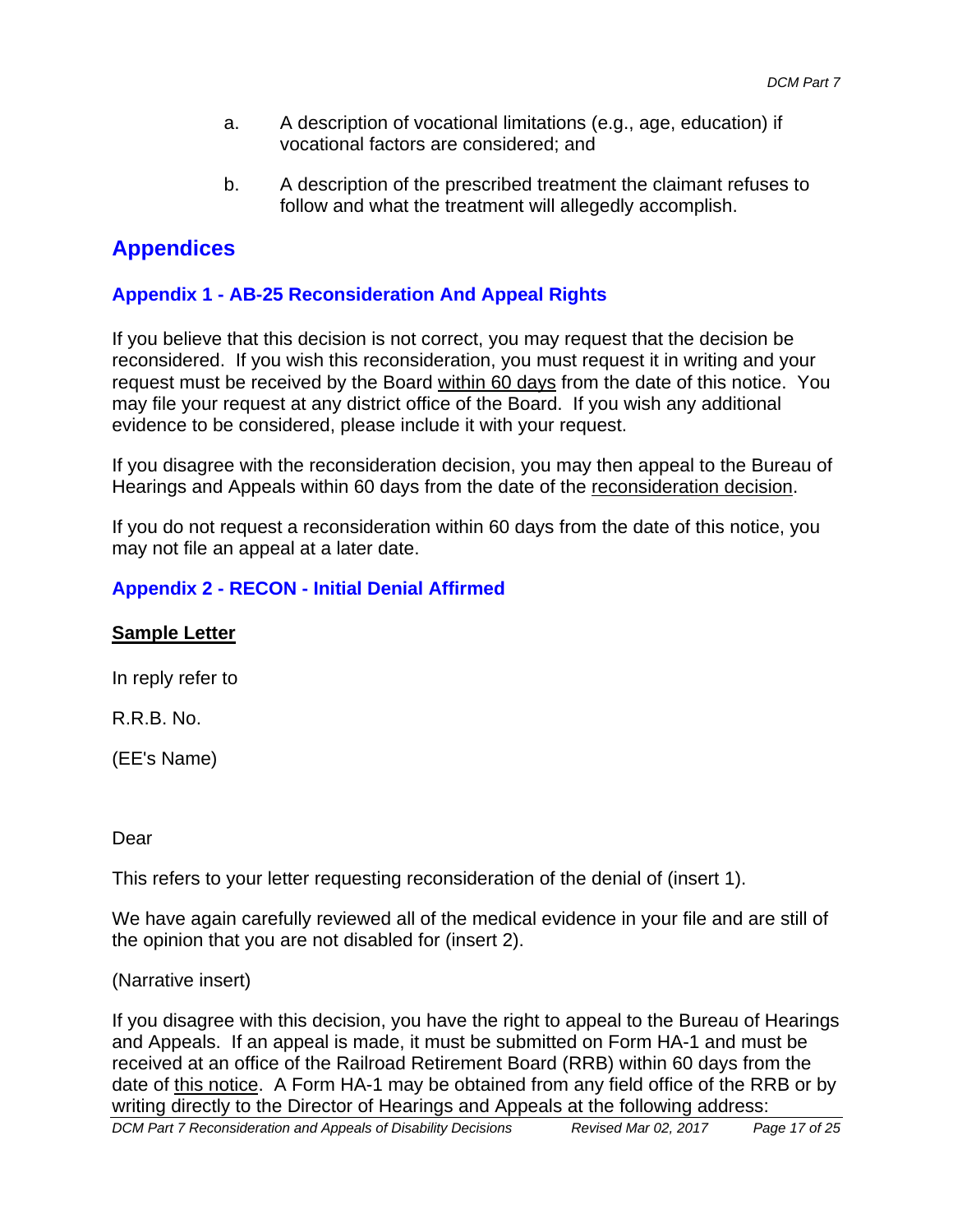a. A description of vocational limitations (e.g., age, education) if vocational factors are considered; and

b. A description of the prescribed treatment the claimant refuses to follow and what the treatment will allegedly accomplish.

## Appendices

### Appendix 1 - AB-25 Reconsideration And Appeal Rights

If you believe that this decision is not correct, you may request that the decision be reconsidered. If you wish this reconsideration, you must request it in writing and your request must be received by the Board within 60 days from the date of this notice. You may file your request at any district office of the Board. If you wish any additional evidence to be considered, please include it with your request.

If you disagree with the reconsideration decision, you may then appeal to the Bureau of Hearings and Appeals within 60 days from the date of the reconsideration decision.

If you do not request a reconsideration within 60 days from the date of this notice, you may not file an appeal at a later date.

### Appendix 2 - RECON - Initial Denial Affirmed

**Sample Letter**

In reply refer to

R.R.B. No.

(EE's Name)

Dear

This refers to your letter requesting reconsideration of the denial of (insert 1).

We have again carefully reviewed all of the medical evidence in your file and are still of the opinion that you are not disabled for (insert 2).

(Narrative insert)

If you disagree with this decision, you have the right to appeal to the Bureau of Hearings and Appeals. If an appeal is made, it must be submitted on Form HA-1 and must be received at an office of the Railroad Retirement Board (RRB) within 60 days from the date of this notice. A Form HA-1 may be obtained from any field office of the RRB or by writing directly to the Director of Hearings and Appeals at the following address: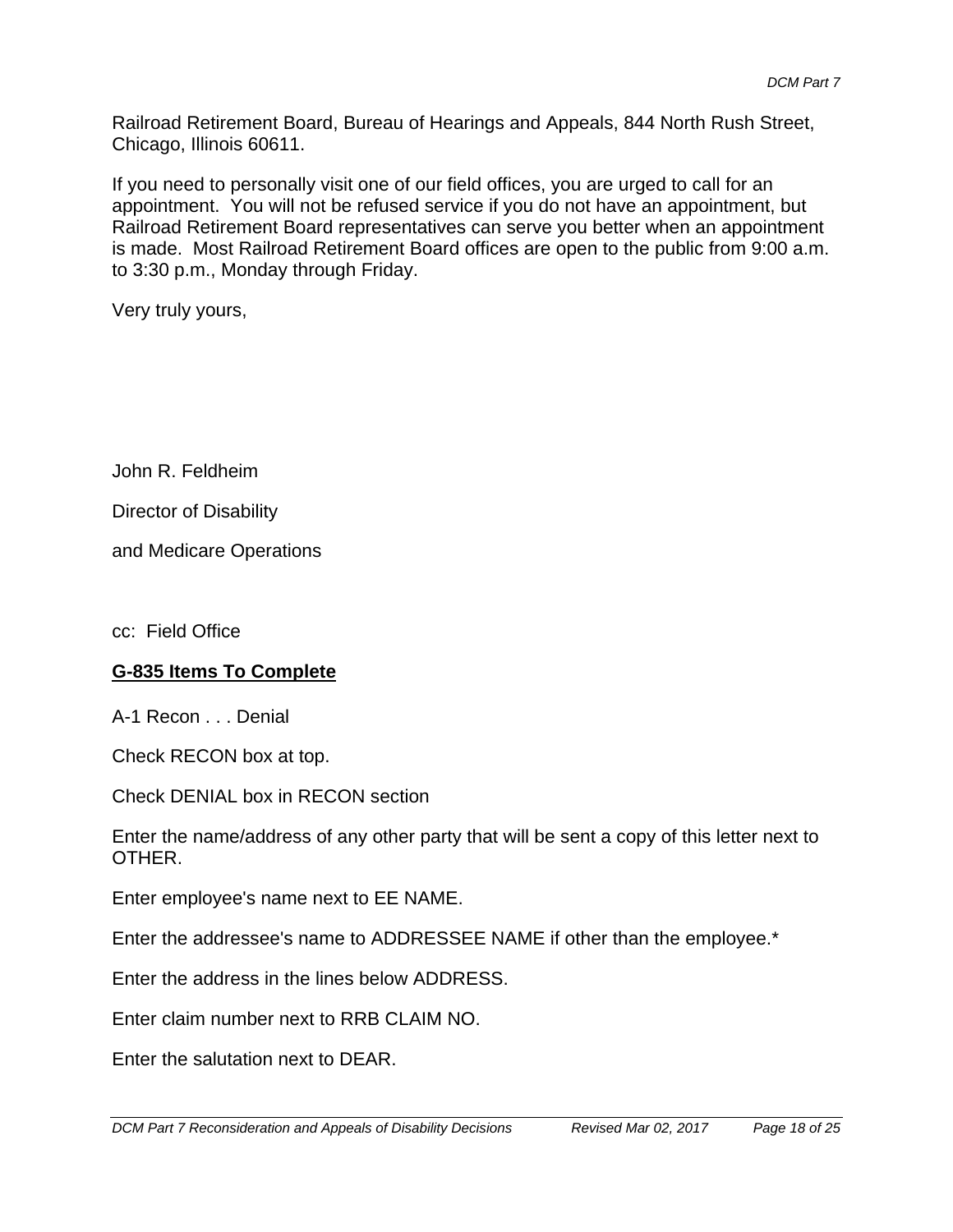Railroad Retirement Board, Bureau of Hearings and Appeals, 844 North Rush Street, Chicago, Illinois 60611.

If you need to personally visit one of our field offices, you are urged to call for an appointment. You will not be refused service if you do not have an appointment, but Railroad Retirement Board representatives can serve you better when an appointment is made. Most Railroad Retirement Board offices are open to the public from 9:00 a.m. to 3:30 p.m., Monday through Friday.

Very truly yours,

John R. Feldheim

Director of Disability

and Medicare Operations

cc: Field Office

**<u>G-835 Items To Complete</u>**

A-1 Recon . . . Denial

Check RECON box at top.

Check DENIAL box in RECON section

Enter the name/address of any other party that will be sent a copy of this letter next to OTHER.

Enter employee's name next to EE NAME.

Enter the addressee's name to ADDRESSEE NAME if other than the employee.*

Enter the address in the lines below ADDRESS.

Enter claim number next to RRB CLAIM NO.

Enter the salutation next to DEAR.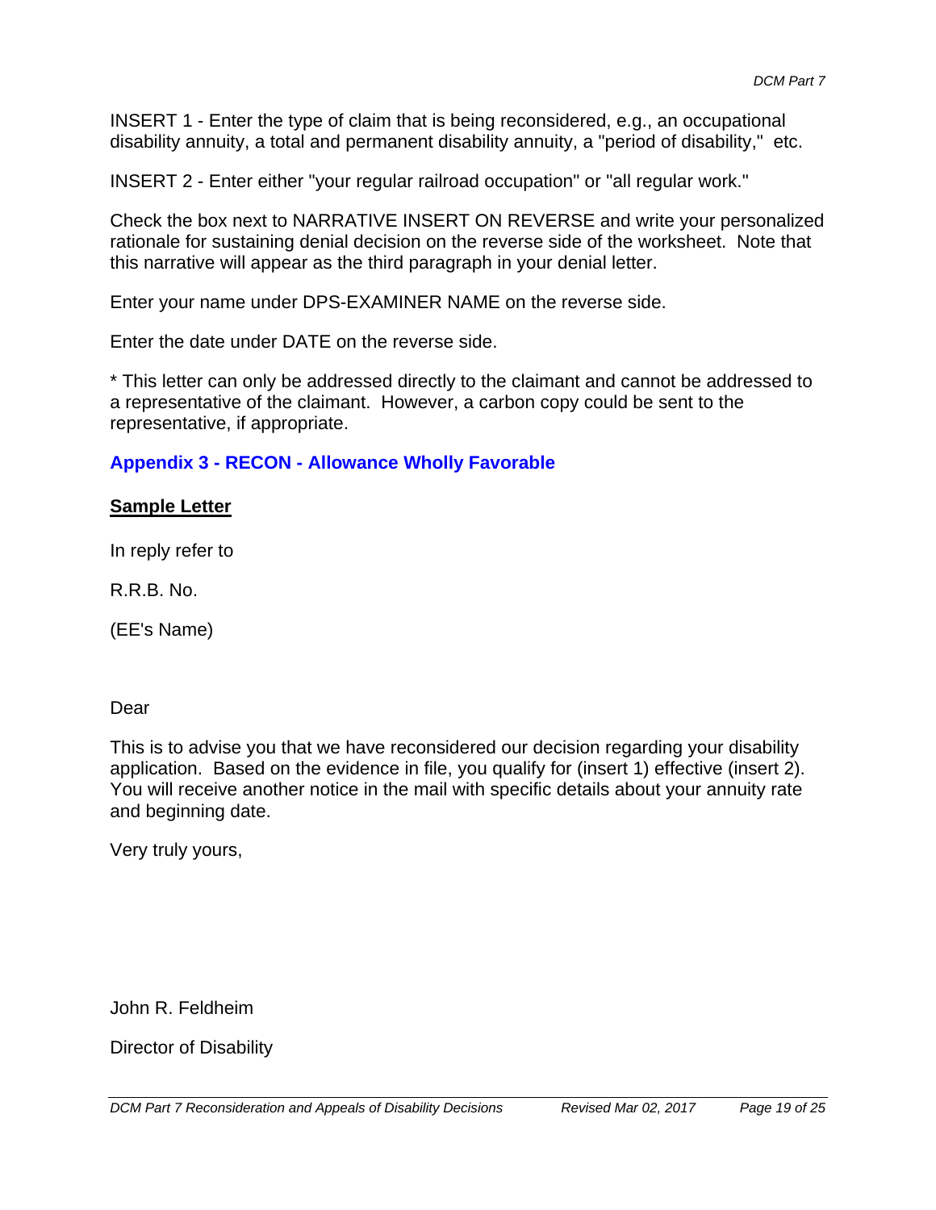INSERT 1 - Enter the type of claim that is being reconsidered, e.g., an occupational disability annuity, a total and permanent disability annuity, a "period of disability," etc.

INSERT 2 - Enter either "your regular railroad occupation" or "all regular work."

Check the box next to NARRATIVE INSERT ON REVERSE and write your personalized rationale for sustaining denial decision on the reverse side of the worksheet. Note that this narrative will appear as the third paragraph in your denial letter.

Enter your name under DPS-EXAMINER NAME on the reverse side.

Enter the date under DATE on the reverse side.

* This letter can only be addressed directly to the claimant and cannot be addressed to a representative of the claimant. However, a carbon copy could be sent to the representative, if appropriate.

## Appendix 3 - RECON - Allowance Wholly Favorable

**Sample Letter**

In reply refer to

R.R.B. No.

(EE's Name)

Dear

This is to advise you that we have reconsidered our decision regarding your disability application. Based on the evidence in file, you qualify for (insert 1) effective (insert 2). You will receive another notice in the mail with specific details about your annuity rate and beginning date.

Very truly yours,

John R. Feldheim

Director of Disability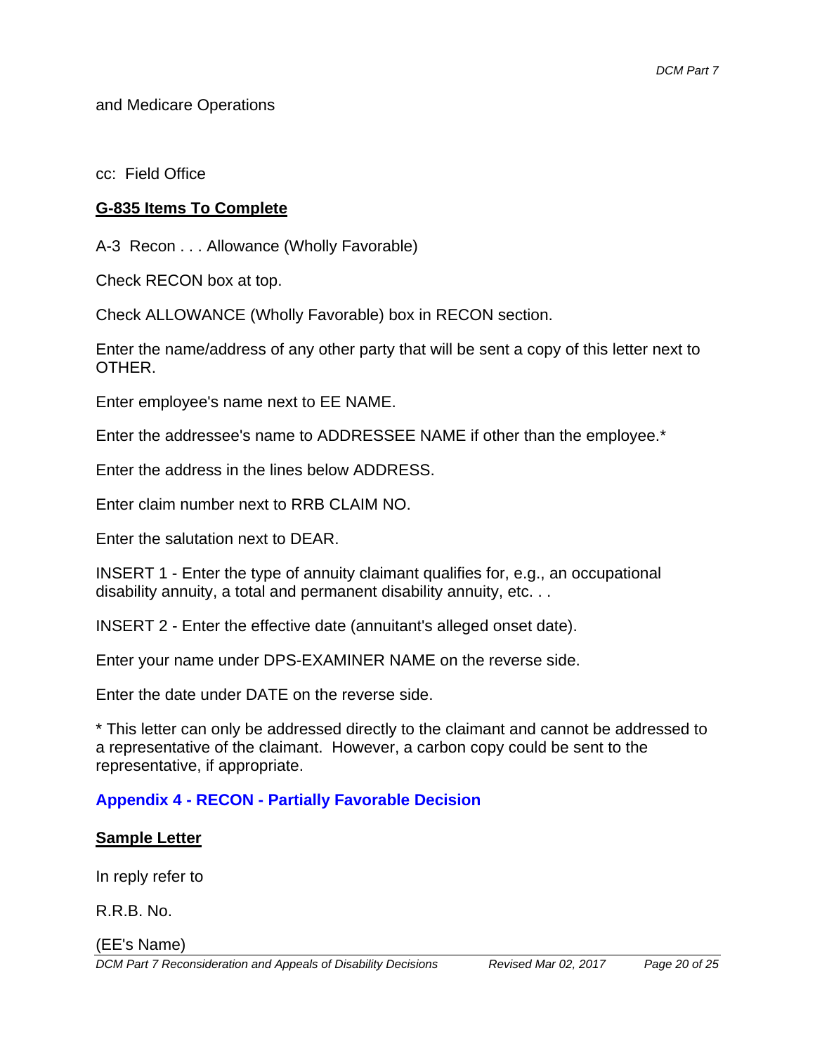and Medicare Operations

cc: Field Office

**G-835 Items To Complete**

A-3 Recon . . . Allowance (Wholly Favorable)

Check RECON box at top.

Check ALLOWANCE (Wholly Favorable) box in RECON section.

Enter the name/address of any other party that will be sent a copy of this letter next to OTHER.

Enter employee's name next to EE NAME.

Enter the addressee's name to ADDRESSEE NAME if other than the employee.*

Enter the address in the lines below ADDRESS.

Enter claim number next to RRB CLAIM NO.

Enter the salutation next to DEAR.

INSERT 1 - Enter the type of annuity claimant qualifies for, e.g., an occupational disability annuity, a total and permanent disability annuity, etc. . .

INSERT 2 - Enter the effective date (annuitant's alleged onset date).

Enter your name under DPS-EXAMINER NAME on the reverse side.

Enter the date under DATE on the reverse side.

* This letter can only be addressed directly to the claimant and cannot be addressed to a representative of the claimant. However, a carbon copy could be sent to the representative, if appropriate.

## Appendix 4 - RECON - Partially Favorable Decision

**Sample Letter**

In reply refer to

R.R.B. No.

(EE's Name)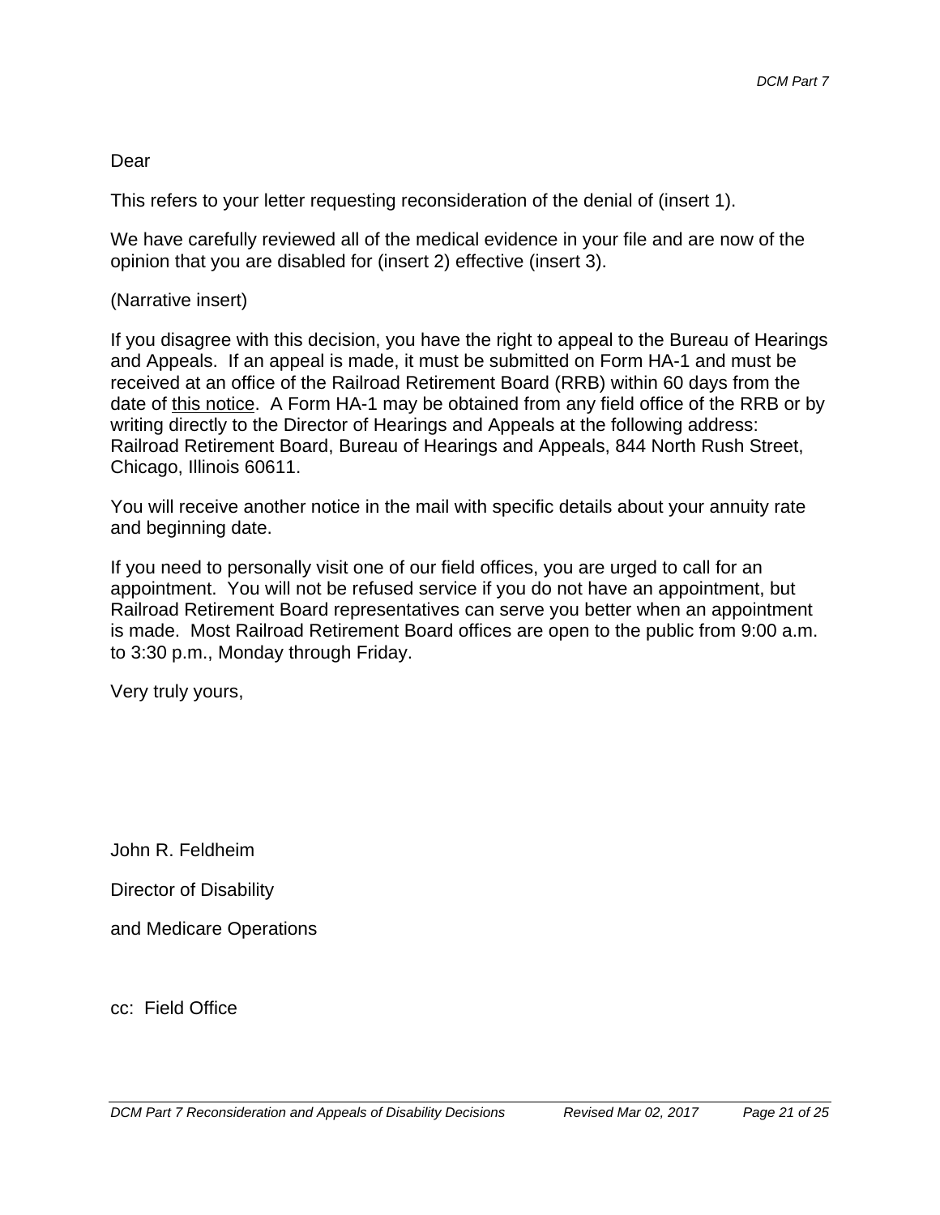Dear

This refers to your letter requesting reconsideration of the denial of (insert 1).

We have carefully reviewed all of the medical evidence in your file and are now of the opinion that you are disabled for (insert 2) effective (insert 3).

(Narrative insert)

If you disagree with this decision, you have the right to appeal to the Bureau of Hearings and Appeals. If an appeal is made, it must be submitted on Form HA-1 and must be received at an office of the Railroad Retirement Board (RRB) within 60 days from the date of <u>this notice</u>. A Form HA-1 may be obtained from any field office of the RRB or by writing directly to the Director of Hearings and Appeals at the following address: Railroad Retirement Board, Bureau of Hearings and Appeals, 844 North Rush Street, Chicago, Illinois 60611.

You will receive another notice in the mail with specific details about your annuity rate and beginning date.

If you need to personally visit one of our field offices, you are urged to call for an appointment. You will not be refused service if you do not have an appointment, but Railroad Retirement Board representatives can serve you better when an appointment is made. Most Railroad Retirement Board offices are open to the public from 9:00 a.m. to 3:30 p.m., Monday through Friday.

Very truly yours,

John R. Feldheim

Director of Disability

and Medicare Operations

cc: Field Office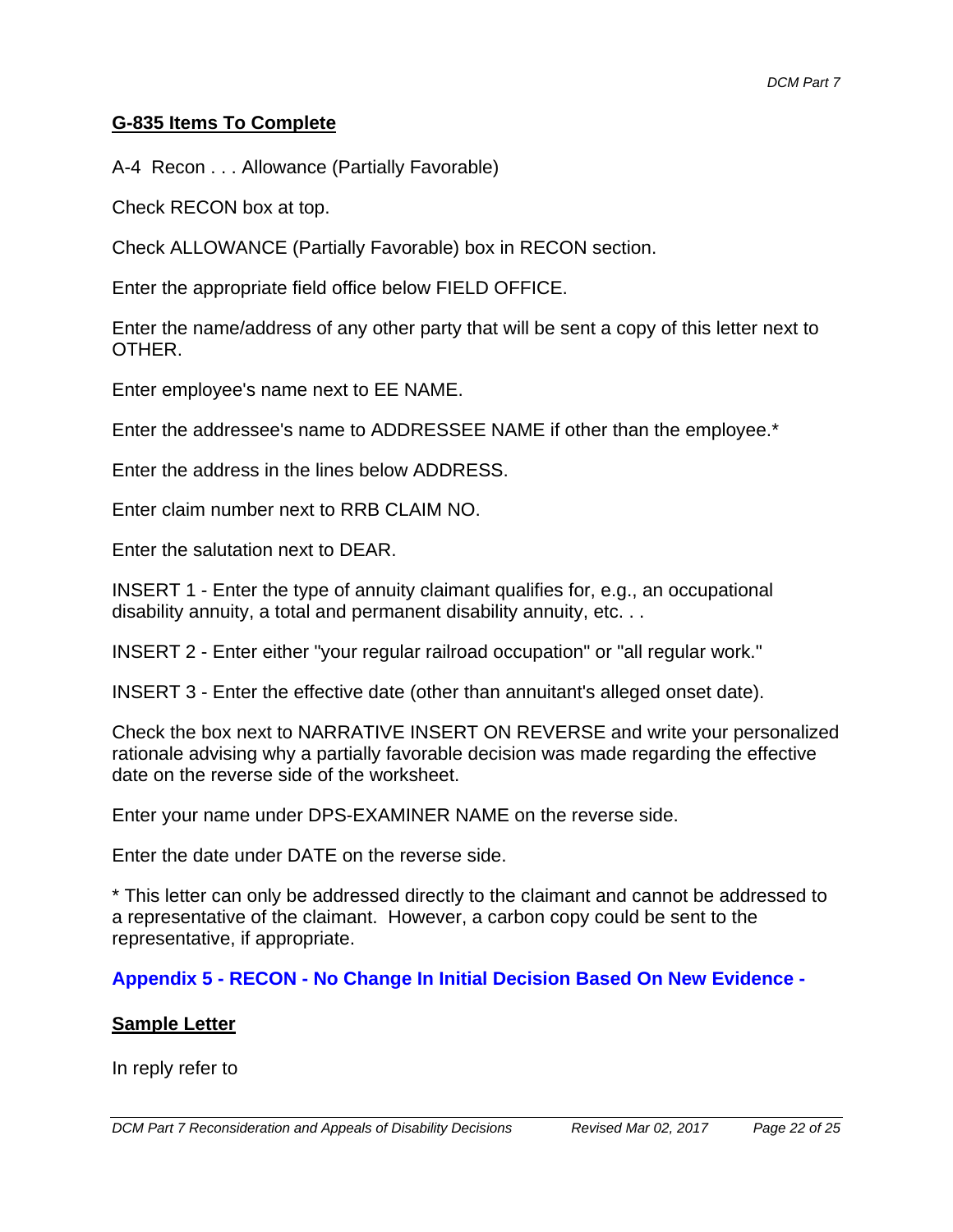## G-835 Items To Complete

A-4 Recon . . . Allowance (Partially Favorable)

Check RECON box at top.

Check ALLOWANCE (Partially Favorable) box in RECON section.

Enter the appropriate field office below FIELD OFFICE.

Enter the name/address of any other party that will be sent a copy of this letter next to OTHER.

Enter employee's name next to EE NAME.

Enter the addressee's name to ADDRESSEE NAME if other than the employee.*

Enter the address in the lines below ADDRESS.

Enter claim number next to RRB CLAIM NO.

Enter the salutation next to DEAR.

INSERT 1 - Enter the type of annuity claimant qualifies for, e.g., an occupational disability annuity, a total and permanent disability annuity, etc. . .

INSERT 2 - Enter either "your regular railroad occupation" or "all regular work."

INSERT 3 - Enter the effective date (other than annuitant's alleged onset date).

Check the box next to NARRATIVE INSERT ON REVERSE and write your personalized rationale advising why a partially favorable decision was made regarding the effective date on the reverse side of the worksheet.

Enter your name under DPS-EXAMINER NAME on the reverse side.

Enter the date under DATE on the reverse side.

* This letter can only be addressed directly to the claimant and cannot be addressed to a representative of the claimant. However, a carbon copy could be sent to the representative, if appropriate.

## Appendix 5 - RECON - No Change In Initial Decision Based On New Evidence -

### Sample Letter

In reply refer to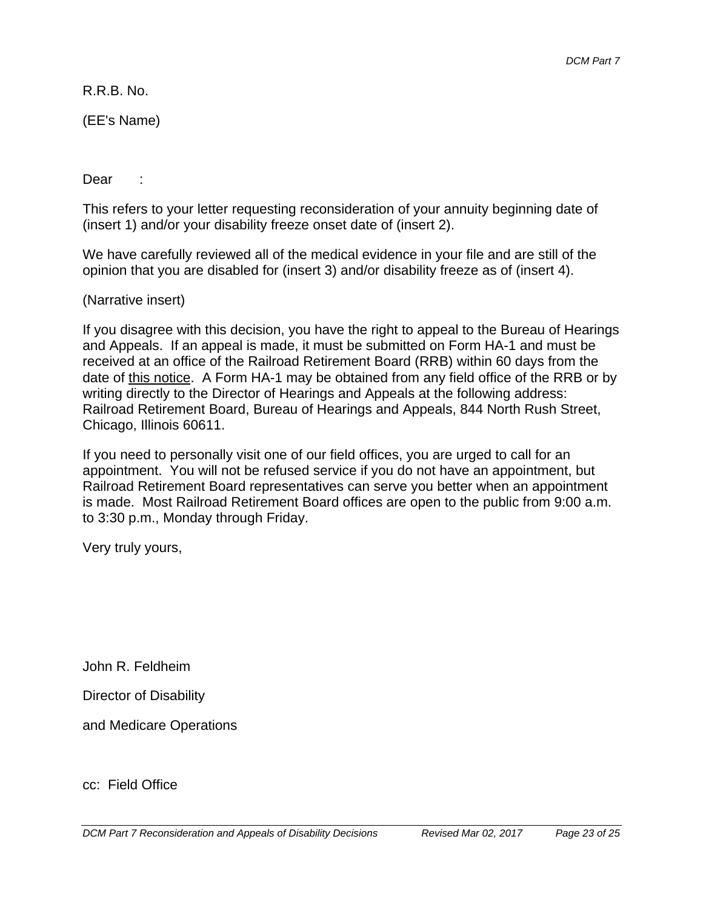R.R.B. No.

(EE's Name)

Dear :

This refers to your letter requesting reconsideration of your annuity beginning date of (insert 1) and/or your disability freeze onset date of (insert 2).

We have carefully reviewed all of the medical evidence in your file and are still of the opinion that you are disabled for (insert 3) and/or disability freeze as of (insert 4).

(Narrative insert)

If you disagree with this decision, you have the right to appeal to the Bureau of Hearings and Appeals. If an appeal is made, it must be submitted on Form HA-1 and must be received at an office of the Railroad Retirement Board (RRB) within 60 days from the date of <u>this notice</u>. A Form HA-1 may be obtained from any field office of the RRB or by writing directly to the Director of Hearings and Appeals at the following address: Railroad Retirement Board, Bureau of Hearings and Appeals, 844 North Rush Street, Chicago, Illinois 60611.

If you need to personally visit one of our field offices, you are urged to call for an appointment. You will not be refused service if you do not have an appointment, but Railroad Retirement Board representatives can serve you better when an appointment is made. Most Railroad Retirement Board offices are open to the public from 9:00 a.m. to 3:30 p.m., Monday through Friday.

Very truly yours,

John R. Feldheim

Director of Disability

and Medicare Operations

cc: Field Office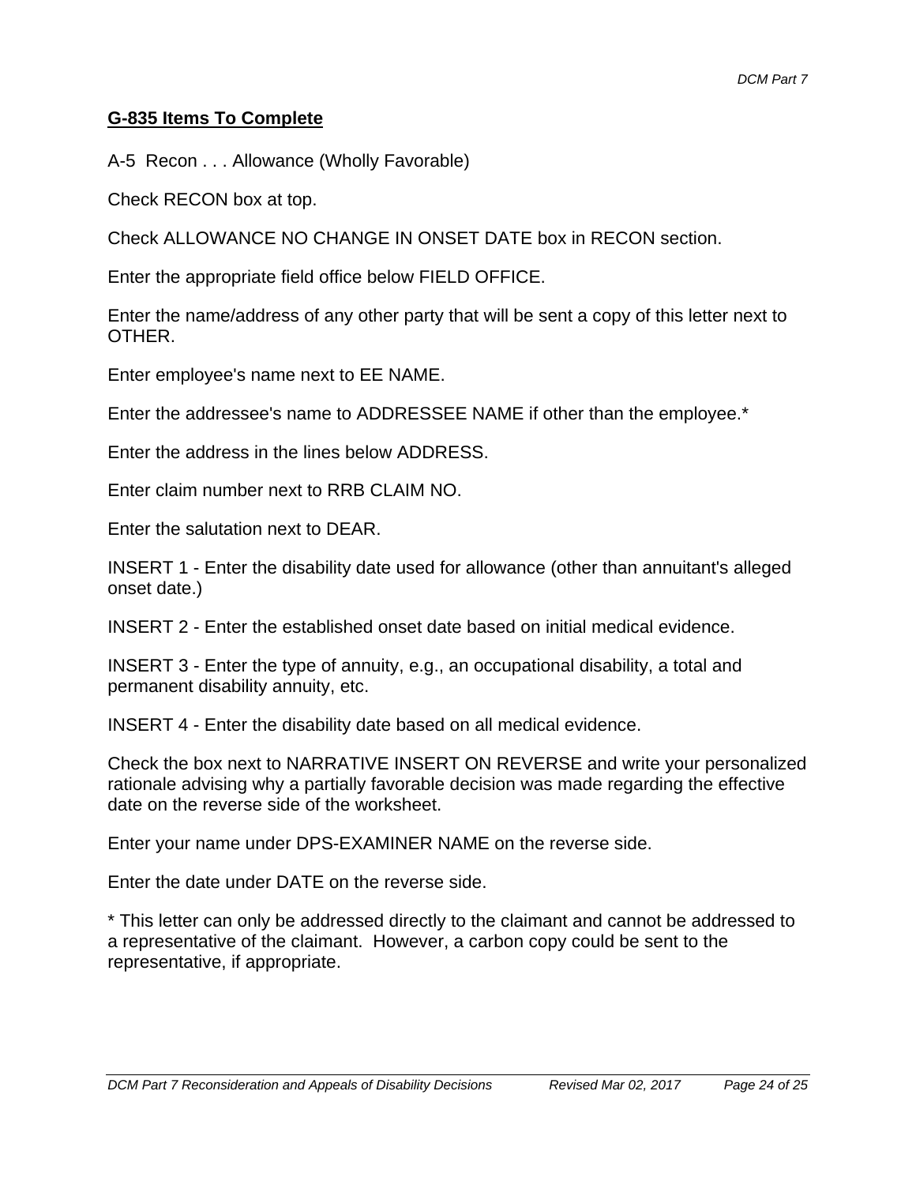**G-835 Items To Complete**

A-5  Recon . . . Allowance (Wholly Favorable)

Check RECON box at top.

Check ALLOWANCE NO CHANGE IN ONSET DATE box in RECON section.

Enter the appropriate field office below FIELD OFFICE.

Enter the name/address of any other party that will be sent a copy of this letter next to OTHER.

Enter employee's name next to EE NAME.

Enter the addressee's name to ADDRESSEE NAME if other than the employee.*

Enter the address in the lines below ADDRESS.

Enter claim number next to RRB CLAIM NO.

Enter the salutation next to DEAR.

INSERT 1 - Enter the disability date used for allowance (other than annuitant's alleged onset date.)

INSERT 2 - Enter the established onset date based on initial medical evidence.

INSERT 3 - Enter the type of annuity, e.g., an occupational disability, a total and permanent disability annuity, etc.

INSERT 4 - Enter the disability date based on all medical evidence.

Check the box next to NARRATIVE INSERT ON REVERSE and write your personalized rationale advising why a partially favorable decision was made regarding the effective date on the reverse side of the worksheet.

Enter your name under DPS-EXAMINER NAME on the reverse side.

Enter the date under DATE on the reverse side.

* This letter can only be addressed directly to the claimant and cannot be addressed to a representative of the claimant.  However, a carbon copy could be sent to the representative, if appropriate.